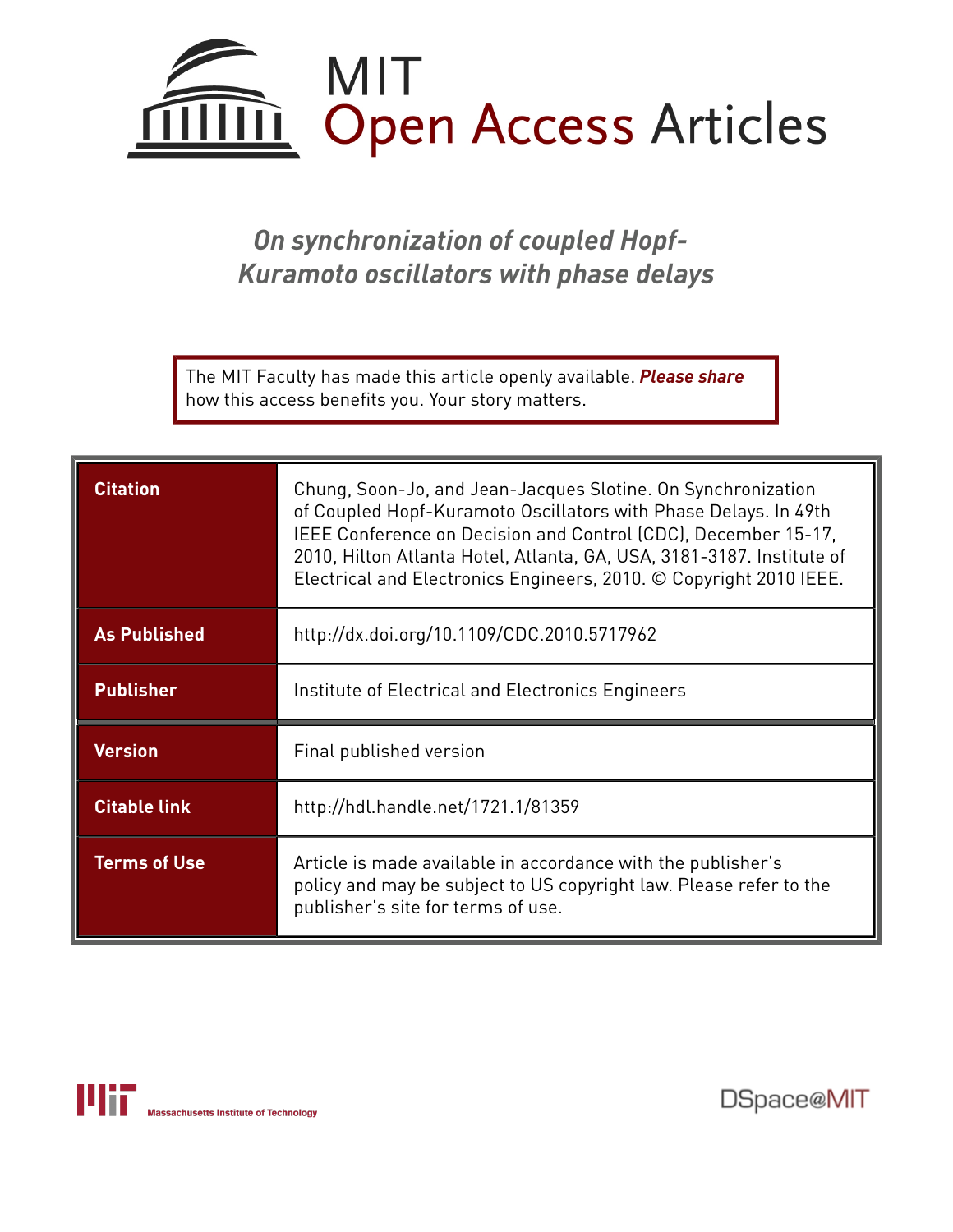# MIT Open Access Articles

## *On synchronization of coupled Hopf-Kuramoto oscillators with phase delays*

The MIT Faculty has made this article openly available. ***Please share*** how this access benefits you. Your story matters.

| | |
|---|---|
| **Citation** | Chung, Soon-Jo, and Jean-Jacques Slotine. On Synchronization of Coupled Hopf-Kuramoto Oscillators with Phase Delays. In 49th IEEE Conference on Decision and Control (CDC), December 15-17, 2010, Hilton Atlanta Hotel, Atlanta, GA, USA, 3181-3187. Institute of Electrical and Electronics Engineers, 2010. © Copyright 2010 IEEE. |
| **As Published** | http://dx.doi.org/10.1109/CDC.2010.5717962 |
| **Publisher** | Institute of Electrical and Electronics Engineers |
| **Version** | Final published version |
| **Citable link** | http://hdl.handle.net/1721.1/81359 |
| **Terms of Use** | Article is made available in accordance with the publisher's policy and may be subject to US copyright law. Please refer to the publisher's site for terms of use. |

Massachusetts Institute of Technology

DSpace@MIT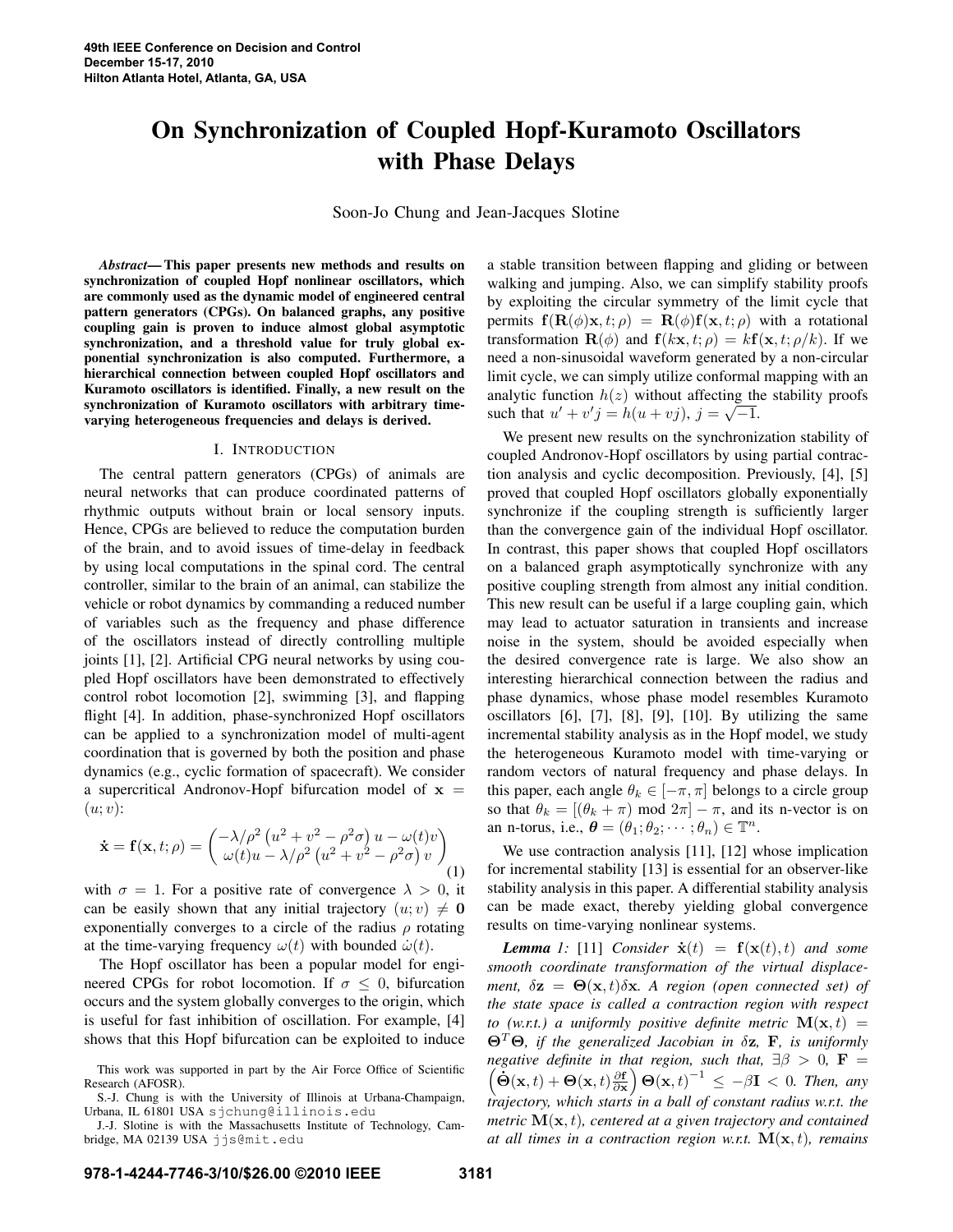# On Synchronization of Coupled Hopf-Kuramoto Oscillators with Phase Delays

Soon-Jo Chung and Jean-Jacques Slotine

***Abstract*— This paper presents new methods and results on synchronization of coupled Hopf nonlinear oscillators, which are commonly used as the dynamic model of engineered central pattern generators (CPGs). On balanced graphs, any positive coupling gain is proven to induce almost global asymptotic synchronization, and a threshold value for truly global exponential synchronization is also computed. Furthermore, a hierarchical connection between coupled Hopf oscillators and Kuramoto oscillators is identified. Finally, a new result on the synchronization of Kuramoto oscillators with arbitrary time-varying heterogeneous frequencies and delays is derived.**

## I. Introduction

The central pattern generators (CPGs) of animals are neural networks that can produce coordinated patterns of rhythmic outputs without brain or local sensory inputs. Hence, CPGs are believed to reduce the computation burden of the brain, and to avoid issues of time-delay in feedback by using local computations in the spinal cord. The central controller, similar to the brain of an animal, can stabilize the vehicle or robot dynamics by commanding a reduced number of variables such as the frequency and phase difference of the oscillators instead of directly controlling multiple joints [1], [2]. Artificial CPG neural networks by using coupled Hopf oscillators have been demonstrated to effectively control robot locomotion [2], swimming [3], and flapping flight [4]. In addition, phase-synchronized Hopf oscillators can be applied to a synchronization model of multi-agent coordination that is governed by both the position and phase dynamics (e.g., cyclic formation of spacecraft). We consider a supercritical Andronov-Hopf bifurcation model of $\mathbf{x} = (u; v)$:

$$\dot{\mathbf{x}} = \mathbf{f}(\mathbf{x}, t; \rho) = \begin{pmatrix} -\lambda/\rho^2 \left(u^2 + v^2 - \rho^2\sigma\right) u - \omega(t)v \\ \omega(t)u - \lambda/\rho^2 \left(u^2 + v^2 - \rho^2\sigma\right) v \end{pmatrix} \tag{1}$$

with $\sigma = 1$. For a positive rate of convergence $\lambda > 0$, it can be easily shown that any initial trajectory $(u; v) \neq \mathbf{0}$ exponentially converges to a circle of the radius $\rho$ rotating at the time-varying frequency $\omega(t)$ with bounded $\dot{\omega}(t)$.

The Hopf oscillator has been a popular model for engineered CPGs for robot locomotion. If $\sigma \leq 0$, bifurcation occurs and the system globally converges to the origin, which is useful for fast inhibition of oscillation. For example, [4] shows that this Hopf bifurcation can be exploited to induce a stable transition between flapping and gliding or between walking and jumping. Also, we can simplify stability proofs by exploiting the circular symmetry of the limit cycle that permits $\mathbf{f}(\mathbf{R}(\phi)\mathbf{x}, t; \rho) = \mathbf{R}(\phi)\mathbf{f}(\mathbf{x}, t; \rho)$ with a rotational transformation $\mathbf{R}(\phi)$ and $\mathbf{f}(k\mathbf{x}, t; \rho) = k\mathbf{f}(\mathbf{x}, t; \rho/k)$. If we need a non-sinusoidal waveform generated by a non-circular limit cycle, we can simply utilize conformal mapping with an analytic function $h(z)$ without affecting the stability proofs such that $u' + v'j = h(u + vj)$, $j = \sqrt{-1}$.

We present new results on the synchronization stability of coupled Andronov-Hopf oscillators by using partial contraction analysis and cyclic decomposition. Previously, [4], [5] proved that coupled Hopf oscillators globally exponentially synchronize if the coupling strength is sufficiently larger than the convergence gain of the individual Hopf oscillator. In contrast, this paper shows that coupled Hopf oscillators on a balanced graph asymptotically synchronize with any positive coupling strength from almost any initial condition. This new result can be useful if a large coupling gain, which may lead to actuator saturation in transients and increase noise in the system, should be avoided especially when the desired convergence rate is large. We also show an interesting hierarchical connection between the radius and phase dynamics, whose phase model resembles Kuramoto oscillators [6], [7], [8], [9], [10]. By utilizing the same incremental stability analysis as in the Hopf model, we study the heterogeneous Kuramoto model with time-varying or random vectors of natural frequency and phase delays. In this paper, each angle $\theta_k \in [-\pi, \pi]$ belongs to a circle group so that $\theta_k = [(\theta_k + \pi) \bmod 2\pi] - \pi$, and its n-vector is on an n-torus, i.e., $\boldsymbol{\theta} = (\theta_1; \theta_2; \cdots; \theta_n) \in \mathbb{T}^n$.

We use contraction analysis [11], [12] whose implication for incremental stability [13] is essential for an observer-like stability analysis in this paper. A differential stability analysis can be made exact, thereby yielding global convergence results on time-varying nonlinear systems.

***Lemma 1:*** *[11] Consider $\dot{\mathbf{x}}(t) = \mathbf{f}(\mathbf{x}(t), t)$ and some smooth coordinate transformation of the virtual displacement, $\delta\mathbf{z} = \mathbf{\Theta}(\mathbf{x}, t)\delta\mathbf{x}$. A region (open connected set) of the state space is called a contraction region with respect to (w.r.t.) a uniformly positive definite metric $\mathbf{M}(\mathbf{x}, t) = \mathbf{\Theta}^T\mathbf{\Theta}$, if the generalized Jacobian in $\delta\mathbf{z}$, $\mathbf{F}$, is uniformly negative definite in that region, such that, $\exists\beta > 0$, $\mathbf{F} = \left(\dot{\mathbf{\Theta}}(\mathbf{x}, t) + \mathbf{\Theta}(\mathbf{x}, t)\frac{\partial \mathbf{f}}{\partial \mathbf{x}}\right)\mathbf{\Theta}(\mathbf{x}, t)^{-1} \leq -\beta\mathbf{I} < 0$. Then, any trajectory, which starts in a ball of constant radius w.r.t. the metric $\mathbf{M}(\mathbf{x}, t)$, centered at a given trajectory and contained at all times in a contraction region w.r.t. $\mathbf{M}(\mathbf{x}, t)$, remains*

This work was supported in part by the Air Force Office of Scientific Research (AFOSR).

S.-J. Chung is with the University of Illinois at Urbana-Champaign, Urbana, IL 61801 USA sjchung@illinois.edu

J.-J. Slotine is with the Massachusetts Institute of Technology, Cambridge, MA 02139 USA jjs@mit.edu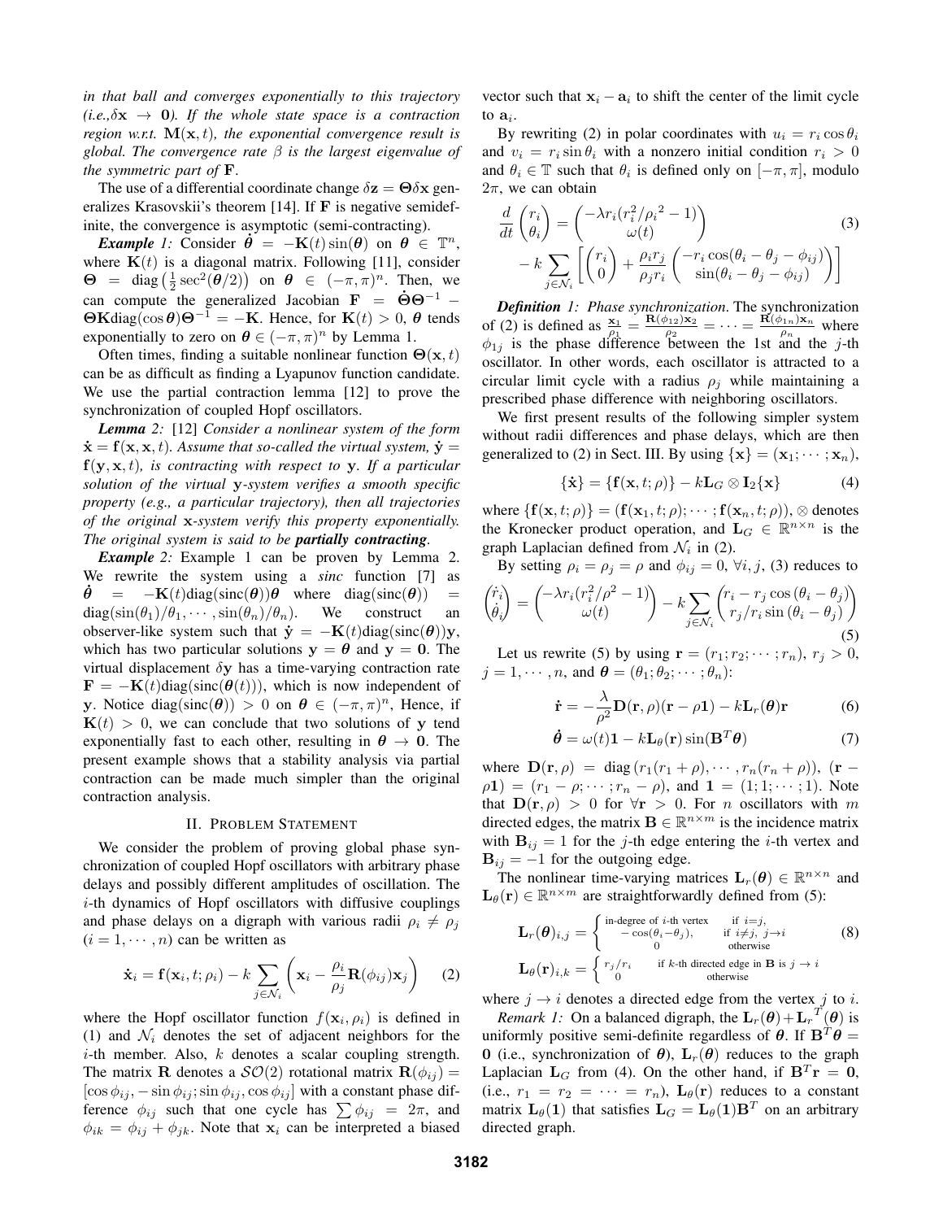*in that ball and converges exponentially to this trajectory (i.e.,$\delta \mathbf{x} \to \mathbf{0}$). If the whole state space is a contraction region w.r.t. $\mathbf{M}(\mathbf{x},t)$, the exponential convergence result is global. The convergence rate $\beta$ is the largest eigenvalue of the symmetric part of $\mathbf{F}$.*

The use of a differential coordinate change $\delta\mathbf{z} = \mathbf{\Theta}\delta\mathbf{x}$ generalizes Krasovskii's theorem [14]. If $\mathbf{F}$ is negative semidefinite, the convergence is asymptotic (semi-contracting).

***Example 1:*** Consider $\dot{\boldsymbol{\theta}} = -\mathbf{K}(t)\sin(\boldsymbol{\theta})$ on $\boldsymbol{\theta} \in \mathbb{T}^n$, where $\mathbf{K}(t)$ is a diagonal matrix. Following [11], consider $\mathbf{\Theta} = \text{diag}\left(\frac{1}{2}\sec^2(\boldsymbol{\theta}/2)\right)$ on $\boldsymbol{\theta} \in (-\pi,\pi)^n$. Then, we can compute the generalized Jacobian $\mathbf{F} = \dot{\mathbf{\Theta}}\mathbf{\Theta}^{-1} - \mathbf{\Theta}\mathbf{K}\text{diag}(\cos\boldsymbol{\theta})\mathbf{\Theta}^{-1} = -\mathbf{K}$. Hence, for $\mathbf{K}(t) > 0$, $\boldsymbol{\theta}$ tends exponentially to zero on $\boldsymbol{\theta} \in (-\pi,\pi)^n$ by Lemma 1.

Often times, finding a suitable nonlinear function $\mathbf{\Theta}(\mathbf{x},t)$ can be as difficult as finding a Lyapunov function candidate. We use the partial contraction lemma [12] to prove the synchronization of coupled Hopf oscillators.

***Lemma 2:*** [12] *Consider a nonlinear system of the form $\dot{\mathbf{x}} = \mathbf{f}(\mathbf{x},\mathbf{x},t)$. Assume that so-called the virtual system, $\dot{\mathbf{y}} = \mathbf{f}(\mathbf{y},\mathbf{x},t)$, is contracting with respect to $\mathbf{y}$. If a particular solution of the virtual $\mathbf{y}$-system verifies a smooth specific property (e.g., a particular trajectory), then all trajectories of the original $\mathbf{x}$-system verify this property exponentially. The original system is said to be **partially contracting**.*

***Example 2:*** Example 1 can be proven by Lemma 2. We rewrite the system using a *sinc* function [7] as $\dot{\boldsymbol{\theta}} = -\mathbf{K}(t)\text{diag}(\text{sinc}(\boldsymbol{\theta}))\boldsymbol{\theta}$ where $\text{diag}(\text{sinc}(\boldsymbol{\theta})) = \text{diag}(\sin(\theta_1)/\theta_1,\cdots,\sin(\theta_n)/\theta_n)$. We construct an observer-like system such that $\dot{\mathbf{y}} = -\mathbf{K}(t)\text{diag}(\text{sinc}(\boldsymbol{\theta}))\mathbf{y}$, which has two particular solutions $\mathbf{y} = \boldsymbol{\theta}$ and $\mathbf{y} = \mathbf{0}$. The virtual displacement $\delta\mathbf{y}$ has a time-varying contraction rate $\mathbf{F} = -\mathbf{K}(t)\text{diag}(\text{sinc}(\boldsymbol{\theta}(t)))$, which is now independent of $\mathbf{y}$. Notice $\text{diag}(\text{sinc}(\boldsymbol{\theta})) > 0$ on $\boldsymbol{\theta} \in (-\pi,\pi)^n$, Hence, if $\mathbf{K}(t) > 0$, we can conclude that two solutions of $\mathbf{y}$ tend exponentially fast to each other, resulting in $\boldsymbol{\theta} \to \mathbf{0}$. The present example shows that a stability analysis via partial contraction can be made much simpler than the original contraction analysis.

## II. Problem Statement

We consider the problem of proving global phase synchronization of coupled Hopf oscillators with arbitrary phase delays and possibly different amplitudes of oscillation. The $i$-th dynamics of Hopf oscillators with diffusive couplings and phase delays on a digraph with various radii $\rho_i \neq \rho_j$ $(i = 1,\cdots,n)$ can be written as

$$\dot{\mathbf{x}}_i = \mathbf{f}(\mathbf{x}_i,t;\rho_i) - k\sum_{j\in\mathcal{N}_i}\left(\mathbf{x}_i - \frac{\rho_i}{\rho_j}\mathbf{R}(\phi_{ij})\mathbf{x}_j\right) \tag{2}$$

where the Hopf oscillator function $f(\mathbf{x}_i,\rho_i)$ is defined in (1) and $\mathcal{N}_i$ denotes the set of adjacent neighbors for the $i$-th member. Also, $k$ denotes a scalar coupling strength. The matrix $\mathbf{R}$ denotes a $\mathcal{SO}(2)$ rotational matrix $\mathbf{R}(\phi_{ij}) = [\cos\phi_{ij}, -\sin\phi_{ij}; \sin\phi_{ij}, \cos\phi_{ij}]$ with a constant phase difference $\phi_{ij}$ such that one cycle has $\sum\phi_{ij} = 2\pi$, and $\phi_{ik} = \phi_{ij} + \phi_{jk}$. Note that $\mathbf{x}_i$ can be interpreted a biased vector such that $\mathbf{x}_i - \mathbf{a}_i$ to shift the center of the limit cycle to $\mathbf{a}_i$.

By rewriting (2) in polar coordinates with $u_i = r_i\cos\theta_i$ and $v_i = r_i\sin\theta_i$ with a nonzero initial condition $r_i > 0$ and $\theta_i \in \mathbb{T}$ such that $\theta_i$ is defined only on $[-\pi,\pi]$, modulo $2\pi$, we can obtain

$$\begin{aligned}\frac{d}{dt}\begin{pmatrix} r_i \\ \theta_i \end{pmatrix} &= \begin{pmatrix} -\lambda r_i(r_i^2/{\rho_i}^2 - 1) \\ \omega(t) \end{pmatrix} \\ &- k\sum_{j\in\mathcal{N}_i}\left[\begin{pmatrix} r_i \\ 0 \end{pmatrix} + \frac{\rho_i r_j}{\rho_j r_i}\begin{pmatrix} -r_i\cos(\theta_i - \theta_j - \phi_{ij}) \\ \sin(\theta_i - \theta_j - \phi_{ij}) \end{pmatrix}\right]\end{aligned} \tag{3}$$

***Definition 1:*** *Phase synchronization*. The synchronization of (2) is defined as $\frac{\mathbf{x}_1}{\rho_1} = \frac{\mathbf{R}(\phi_{12})\mathbf{x}_2}{\rho_2} = \cdots = \frac{\mathbf{R}(\phi_{1n})\mathbf{x}_n}{\rho_n}$ where $\phi_{1j}$ is the phase difference between the 1st and the $j$-th oscillator. In other words, each oscillator is attracted to a circular limit cycle with a radius $\rho_j$ while maintaining a prescribed phase difference with neighboring oscillators.

We first present results of the following simpler system without radii differences and phase delays, which are then generalized to (2) in Sect. III. By using $\{\mathbf{x}\} = (\mathbf{x}_1;\cdots;\mathbf{x}_n)$,

$$\{\dot{\mathbf{x}}\} = \{\mathbf{f}(\mathbf{x},t;\rho)\} - k\mathbf{L}_G\otimes\mathbf{I}_2\{\mathbf{x}\} \tag{4}$$

where $\{\mathbf{f}(\mathbf{x},t;\rho)\} = (\mathbf{f}(\mathbf{x}_1,t;\rho);\cdots;\mathbf{f}(\mathbf{x}_n,t;\rho))$, $\otimes$ denotes the Kronecker product operation, and $\mathbf{L}_G \in \mathbb{R}^{n\times n}$ is the graph Laplacian defined from $\mathcal{N}_i$ in (2).

By setting $\rho_i = \rho_j = \rho$ and $\phi_{ij} = 0$, $\forall i,j$, (3) reduces to

$$\begin{pmatrix} \dot{r}_i \\ \dot{\theta}_i \end{pmatrix} = \begin{pmatrix} -\lambda r_i(r_i^2/\rho^2 - 1) \\ \omega(t) \end{pmatrix} - k\sum_{j\in\mathcal{N}_i}\begin{pmatrix} r_i - r_j\cos(\theta_i - \theta_j) \\ r_j/r_i\sin(\theta_i - \theta_j) \end{pmatrix} \tag{5}$$

Let us rewrite (5) by using $\mathbf{r} = (r_1;r_2;\cdots;r_n)$, $r_j > 0$, $j = 1,\cdots,n$, and $\boldsymbol{\theta} = (\theta_1;\theta_2;\cdots;\theta_n)$:

$$\dot{\mathbf{r}} = -\frac{\lambda}{\rho^2}\mathbf{D}(\mathbf{r},\rho)(\mathbf{r} - \rho\mathbf{1}) - k\mathbf{L}_r(\boldsymbol{\theta})\mathbf{r} \tag{6}$$

$$\dot{\boldsymbol{\theta}} = \omega(t)\mathbf{1} - k\mathbf{L}_\theta(\mathbf{r})\sin(\mathbf{B}^T\boldsymbol{\theta}) \tag{7}$$

where $\mathbf{D}(\mathbf{r},\rho) = \text{diag}\left(r_1(r_1+\rho),\cdots,r_n(r_n+\rho)\right)$, $(\mathbf{r} - \rho\mathbf{1}) = (r_1 - \rho;\cdots;r_n - \rho)$, and $\mathbf{1} = (1;1;\cdots;1)$. Note that $\mathbf{D}(\mathbf{r},\rho) > 0$ for $\forall\mathbf{r} > 0$. For $n$ oscillators with $m$ directed edges, the matrix $\mathbf{B} \in \mathbb{R}^{n\times m}$ is the incidence matrix with $\mathbf{B}_{ij} = 1$ for the $j$-th edge entering the $i$-th vertex and $\mathbf{B}_{ij} = -1$ for the outgoing edge.

The nonlinear time-varying matrices $\mathbf{L}_r(\boldsymbol{\theta}) \in \mathbb{R}^{n\times n}$ and $\mathbf{L}_\theta(\mathbf{r}) \in \mathbb{R}^{n\times m}$ are straightforwardly defined from (5):

$$\mathbf{L}_r(\boldsymbol{\theta})_{i,j} = \begin{cases} \text{in-degree of } i\text{-th vertex} & \text{if } i{=}j, \\ -\cos(\theta_i - \theta_j), & \text{if } i{\neq}j,\ j{\to}i \\ 0 & \text{otherwise} \end{cases} \tag{8}$$

$$\mathbf{L}_\theta(\mathbf{r})_{i,k} = \begin{cases} r_j/r_i & \text{if } k\text{-th directed edge in } \mathbf{B} \text{ is } j \to i \\ 0 & \text{otherwise} \end{cases}$$

where $j \to i$ denotes a directed edge from the vertex $j$ to $i$.

*Remark 1:* On a balanced digraph, the $\mathbf{L}_r(\boldsymbol{\theta}) + {\mathbf{L}_r}^T(\boldsymbol{\theta})$ is uniformly positive semi-definite regardless of $\boldsymbol{\theta}$. If $\mathbf{B}^T\boldsymbol{\theta} = \mathbf{0}$ (i.e., synchronization of $\boldsymbol{\theta}$), $\mathbf{L}_r(\boldsymbol{\theta})$ reduces to the graph Laplacian $\mathbf{L}_G$ from (4). On the other hand, if $\mathbf{B}^T\mathbf{r} = \mathbf{0}$, (i.e., $r_1 = r_2 = \cdots = r_n$), $\mathbf{L}_\theta(\mathbf{r})$ reduces to a constant matrix $\mathbf{L}_\theta(\mathbf{1})$ that satisfies $\mathbf{L}_G = \mathbf{L}_\theta(\mathbf{1})\mathbf{B}^T$ on an arbitrary directed graph.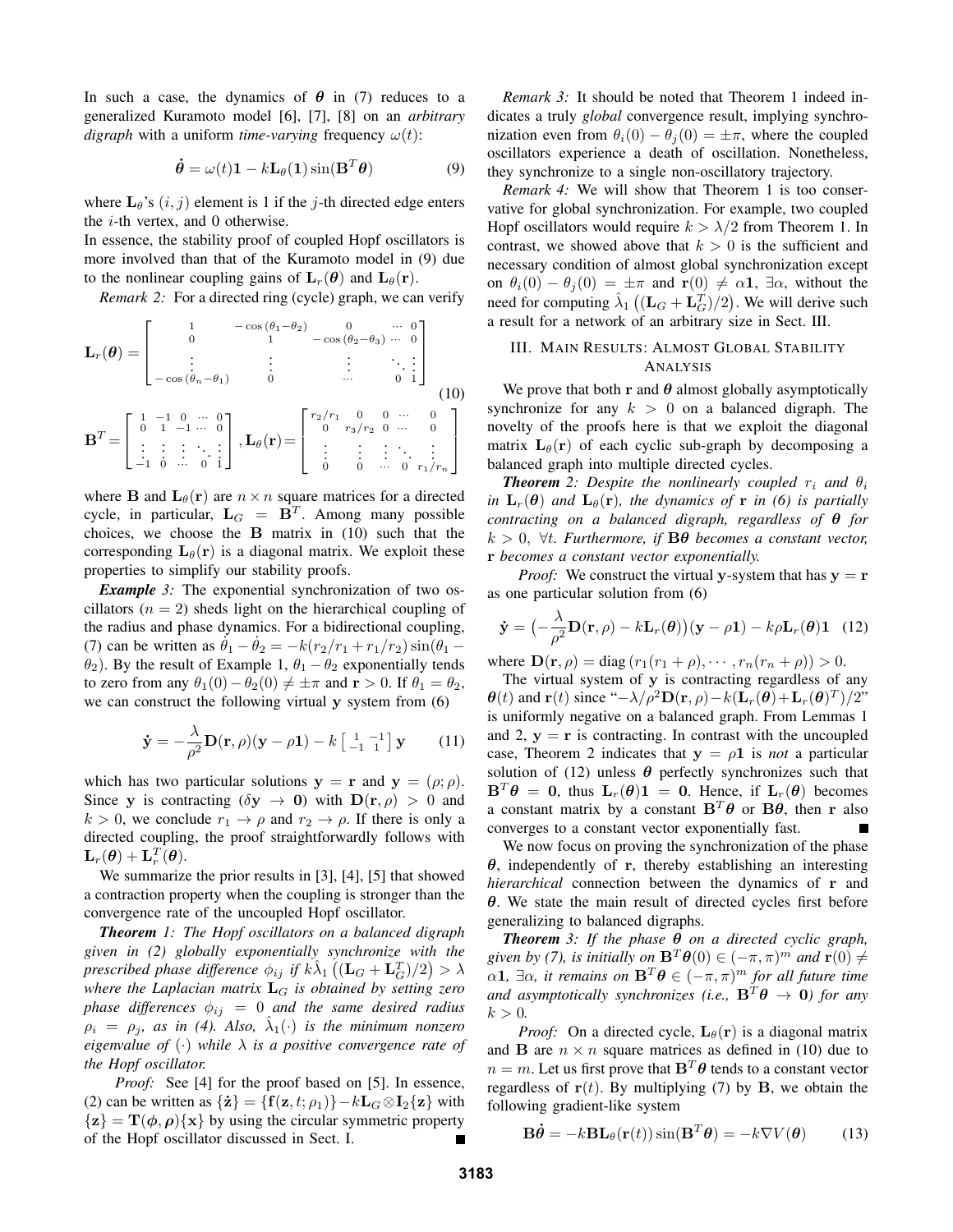In such a case, the dynamics of $\boldsymbol{\theta}$ in (7) reduces to a generalized Kuramoto model [6], [7], [8] on an *arbitrary digraph* with a uniform *time-varying* frequency $\omega(t)$:

$$\dot{\boldsymbol{\theta}} = \omega(t)\mathbf{1} - k\mathbf{L}_\theta(\mathbf{1})\sin(\mathbf{B}^T\boldsymbol{\theta}) \tag{9}$$

where $\mathbf{L}_\theta$'s $(i,j)$ element is 1 if the $j$-th directed edge enters the $i$-th vertex, and 0 otherwise.

In essence, the stability proof of coupled Hopf oscillators is more involved than that of the Kuramoto model in (9) due to the nonlinear coupling gains of $\mathbf{L}_r(\boldsymbol{\theta})$ and $\mathbf{L}_\theta(\mathbf{r})$.

*Remark 2:* For a directed ring (cycle) graph, we can verify

$$\mathbf{L}_r(\boldsymbol{\theta}) = \begin{bmatrix} 1 & -\cos(\theta_1-\theta_2) & 0 & \cdots & 0 \\ 0 & 1 & -\cos(\theta_2-\theta_3) & \cdots & 0 \\ \vdots & \vdots & \vdots & \ddots & \vdots \\ -\cos(\theta_n-\theta_1) & 0 & \cdots & 0 & 1 \end{bmatrix} \tag{10}$$

$$\mathbf{B}^T = \begin{bmatrix} 1 & -1 & 0 & \cdots & 0 \\ 0 & 1 & -1 & \cdots & 0 \\ \vdots & \vdots & \vdots & \ddots & \vdots \\ -1 & 0 & \cdots & 0 & 1 \end{bmatrix}, \mathbf{L}_\theta(\mathbf{r}) = \begin{bmatrix} r_2/r_1 & 0 & 0 & \cdots & 0 \\ 0 & r_3/r_2 & 0 & \cdots & 0 \\ \vdots & \vdots & \vdots & \ddots & \vdots \\ 0 & 0 & \cdots & 0 & r_1/r_n \end{bmatrix}$$

where $\mathbf{B}$ and $\mathbf{L}_\theta(\mathbf{r})$ are $n \times n$ square matrices for a directed cycle, in particular, $\mathbf{L}_G = \mathbf{B}^T$. Among many possible choices, we choose the $\mathbf{B}$ matrix in (10) such that the corresponding $\mathbf{L}_\theta(\mathbf{r})$ is a diagonal matrix. We exploit these properties to simplify our stability proofs.

***Example 3:*** The exponential synchronization of two oscillators ($n=2$) sheds light on the hierarchical coupling of the radius and phase dynamics. For a bidirectional coupling, (7) can be written as $\dot{\theta}_1 - \dot{\theta}_2 = -k(r_2/r_1 + r_1/r_2)\sin(\theta_1 - \theta_2)$. By the result of Example 1, $\theta_1 - \theta_2$ exponentially tends to zero from any $\theta_1(0) - \theta_2(0) \neq \pm\pi$ and $\mathbf{r} > 0$. If $\theta_1 = \theta_2$, we can construct the following virtual $\mathbf{y}$ system from (6)

$$\dot{\mathbf{y}} = -\frac{\lambda}{\rho^2}\mathbf{D}(\mathbf{r},\rho)(\mathbf{y} - \rho\mathbf{1}) - k\begin{bmatrix} 1 & -1 \\ -1 & 1 \end{bmatrix}\mathbf{y} \tag{11}$$

which has two particular solutions $\mathbf{y} = \mathbf{r}$ and $\mathbf{y} = (\rho;\rho)$. Since $\mathbf{y}$ is contracting ($\delta\mathbf{y} \to \mathbf{0}$) with $\mathbf{D}(\mathbf{r},\rho) > 0$ and $k > 0$, we conclude $r_1 \to \rho$ and $r_2 \to \rho$. If there is only a directed coupling, the proof straightforwardly follows with $\mathbf{L}_r(\boldsymbol{\theta}) + \mathbf{L}_r^T(\boldsymbol{\theta})$.

We summarize the prior results in [3], [4], [5] that showed a contraction property when the coupling is stronger than the convergence rate of the uncoupled Hopf oscillator.

***Theorem 1:*** *The Hopf oscillators on a balanced digraph given in (2) globally exponentially synchronize with the prescribed phase difference $\phi_{ij}$ if $k\hat{\lambda}_1\left((\mathbf{L}_G + \mathbf{L}_G^T)/2\right) > \lambda$ where the Laplacian matrix $\mathbf{L}_G$ is obtained by setting zero phase differences $\phi_{ij} = 0$ and the same desired radius $\rho_i = \rho_j$, as in (4). Also, $\hat{\lambda}_1(\cdot)$ is the minimum nonzero eigenvalue of $(\cdot)$ while $\lambda$ is a positive convergence rate of the Hopf oscillator.*

*Proof:* See [4] for the proof based on [5]. In essence, (2) can be written as $\{\dot{\mathbf{z}}\} = \{\mathbf{f}(\mathbf{z},t;\rho_1)\} - k\mathbf{L}_G \otimes \mathbf{I}_2\{\mathbf{z}\}$ with $\{\mathbf{z}\} = \mathbf{T}(\boldsymbol{\phi},\boldsymbol{\rho})\{\mathbf{x}\}$ by using the circular symmetric property of the Hopf oscillator discussed in Sect. I. ∎

*Remark 3:* It should be noted that Theorem 1 indeed indicates a truly *global* convergence result, implying synchronization even from $\theta_i(0) - \theta_j(0) = \pm\pi$, where the coupled oscillators experience a death of oscillation. Nonetheless, they synchronize to a single non-oscillatory trajectory.

*Remark 4:* We will show that Theorem 1 is too conservative for global synchronization. For example, two coupled Hopf oscillators would require $k > \lambda/2$ from Theorem 1. In contrast, we showed above that $k > 0$ is the sufficient and necessary condition of almost global synchronization except on $\theta_i(0) - \theta_j(0) = \pm\pi$ and $\mathbf{r}(0) \neq \alpha\mathbf{1}$, $\exists\alpha$, without the need for computing $\hat{\lambda}_1\left((\mathbf{L}_G + \mathbf{L}_G^T)/2\right)$. We will derive such a result for a network of an arbitrary size in Sect. III.

## III. Main Results: Almost Global Stability Analysis

We prove that both $\mathbf{r}$ and $\boldsymbol{\theta}$ almost globally asymptotically synchronize for any $k > 0$ on a balanced digraph. The novelty of the proofs here is that we exploit the diagonal matrix $\mathbf{L}_\theta(\mathbf{r})$ of each cyclic sub-graph by decomposing a balanced graph into multiple directed cycles.

***Theorem 2:*** *Despite the nonlinearly coupled $r_i$ and $\theta_i$ in $\mathbf{L}_r(\boldsymbol{\theta})$ and $\mathbf{L}_\theta(\mathbf{r})$, the dynamics of $\mathbf{r}$ in (6) is partially contracting on a balanced digraph, regardless of $\boldsymbol{\theta}$ for $k > 0$, $\forall t$. Furthermore, if $\mathbf{B}\boldsymbol{\theta}$ becomes a constant vector, $\mathbf{r}$ becomes a constant vector exponentially.*

*Proof:* We construct the virtual $\mathbf{y}$-system that has $\mathbf{y} = \mathbf{r}$ as one particular solution from (6)

$$\dot{\mathbf{y}} = \left(-\frac{\lambda}{\rho^2}\mathbf{D}(\mathbf{r},\rho) - k\mathbf{L}_r(\boldsymbol{\theta})\right)(\mathbf{y} - \rho\mathbf{1}) - k\rho\mathbf{L}_r(\boldsymbol{\theta})\mathbf{1} \tag{12}$$

where $\mathbf{D}(\mathbf{r},\rho) = \mathrm{diag}\left(r_1(r_1+\rho),\cdots,r_n(r_n+\rho)\right) > 0$.

The virtual system of $\mathbf{y}$ is contracting regardless of any $\boldsymbol{\theta}(t)$ and $\mathbf{r}(t)$ since "$-\lambda/\rho^2\mathbf{D}(\mathbf{r},\rho) - k(\mathbf{L}_r(\boldsymbol{\theta}) + \mathbf{L}_r(\boldsymbol{\theta})^T)/2$" is uniformly negative on a balanced graph. From Lemmas 1 and 2, $\mathbf{y} = \mathbf{r}$ is contracting. In contrast with the uncoupled case, Theorem 2 indicates that $\mathbf{y} = \rho\mathbf{1}$ is *not* a particular solution of (12) unless $\boldsymbol{\theta}$ perfectly synchronizes such that $\mathbf{B}^T\boldsymbol{\theta} = \mathbf{0}$, thus $\mathbf{L}_r(\boldsymbol{\theta})\mathbf{1} = \mathbf{0}$. Hence, if $\mathbf{L}_r(\boldsymbol{\theta})$ becomes a constant matrix by a constant $\mathbf{B}^T\boldsymbol{\theta}$ or $\mathbf{B}\boldsymbol{\theta}$, then $\mathbf{r}$ also converges to a constant vector exponentially fast. ∎

We now focus on proving the synchronization of the phase $\boldsymbol{\theta}$, independently of $\mathbf{r}$, thereby establishing an interesting *hierarchical* connection between the dynamics of $\mathbf{r}$ and $\boldsymbol{\theta}$. We state the main result of directed cycles first before generalizing to balanced digraphs.

***Theorem 3:*** *If the phase $\boldsymbol{\theta}$ on a directed cyclic graph, given by (7), is initially on $\mathbf{B}^T\boldsymbol{\theta}(0) \in (-\pi,\pi)^m$ and $\mathbf{r}(0) \neq \alpha\mathbf{1}$, $\exists\alpha$, it remains on $\mathbf{B}^T\boldsymbol{\theta} \in (-\pi,\pi)^m$ for all future time and asymptotically synchronizes (i.e., $\mathbf{B}^T\boldsymbol{\theta} \to \mathbf{0}$) for any $k > 0$.*

*Proof:* On a directed cycle, $\mathbf{L}_\theta(\mathbf{r})$ is a diagonal matrix and $\mathbf{B}$ are $n \times n$ square matrices as defined in (10) due to $n = m$. Let us first prove that $\mathbf{B}^T\boldsymbol{\theta}$ tends to a constant vector regardless of $\mathbf{r}(t)$. By multiplying (7) by $\mathbf{B}$, we obtain the following gradient-like system

$$\mathbf{B}\dot{\boldsymbol{\theta}} = -k\mathbf{B}\mathbf{L}_\theta(\mathbf{r}(t))\sin(\mathbf{B}^T\boldsymbol{\theta}) = -k\nabla V(\boldsymbol{\theta}) \tag{13}$$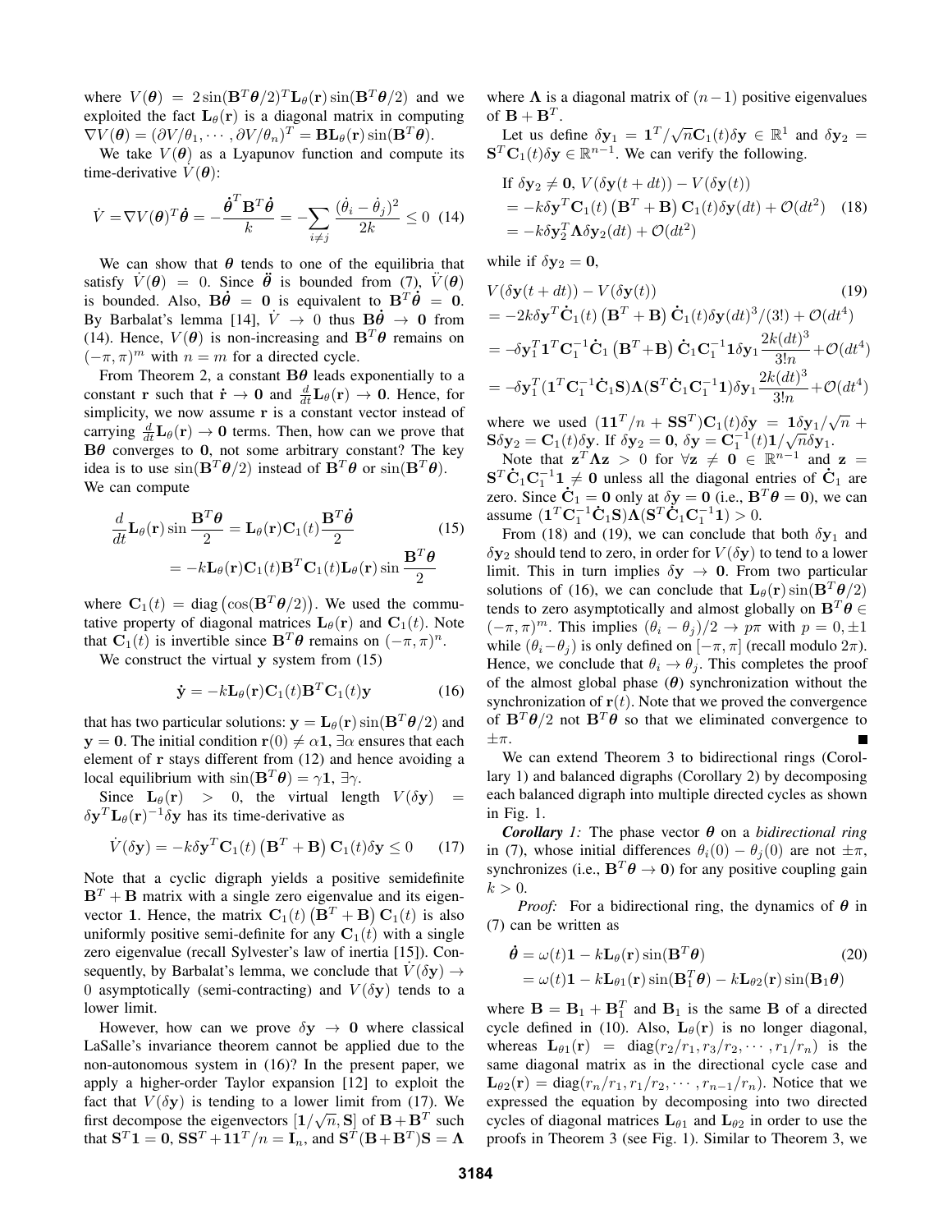where $V(\boldsymbol{\theta}) = 2\sin(\mathbf{B}^T\boldsymbol{\theta}/2)^T\mathbf{L}_\theta(\mathbf{r})\sin(\mathbf{B}^T\boldsymbol{\theta}/2)$ and we exploited the fact $\mathbf{L}_\theta(\mathbf{r})$ is a diagonal matrix in computing $\nabla V(\boldsymbol{\theta}) = (\partial V/\theta_1, \cdots, \partial V/\theta_n)^T = \mathbf{B}\mathbf{L}_\theta(\mathbf{r})\sin(\mathbf{B}^T\boldsymbol{\theta})$.

We take $V(\boldsymbol{\theta})$ as a Lyapunov function and compute its time-derivative $\dot{V}(\boldsymbol{\theta})$:

$$\dot{V} = \nabla V(\boldsymbol{\theta})^T\dot{\boldsymbol{\theta}} = -\frac{\dot{\boldsymbol{\theta}}^T\mathbf{B}^T\dot{\boldsymbol{\theta}}}{k} = -\sum_{i\neq j}\frac{(\dot{\theta}_i - \dot{\theta}_j)^2}{2k} \leq 0 \quad (14)$$

We can show that $\boldsymbol{\theta}$ tends to one of the equilibria that satisfy $\dot{V}(\boldsymbol{\theta}) = 0$. Since $\ddot{\boldsymbol{\theta}}$ is bounded from (7), $\ddot{V}(\boldsymbol{\theta})$ is bounded. Also, $\mathbf{B}\dot{\boldsymbol{\theta}} = \mathbf{0}$ is equivalent to $\mathbf{B}^T\dot{\boldsymbol{\theta}} = \mathbf{0}$. By Barbalat's lemma [14], $\dot{V} \to 0$ thus $\mathbf{B}\dot{\boldsymbol{\theta}} \to \mathbf{0}$ from (14). Hence, $V(\boldsymbol{\theta})$ is non-increasing and $\mathbf{B}^T\boldsymbol{\theta}$ remains on $(-\pi,\pi)^m$ with $n = m$ for a directed cycle.

From Theorem 2, a constant $\mathbf{B}\boldsymbol{\theta}$ leads exponentially to a constant $\mathbf{r}$ such that $\dot{\mathbf{r}} \to \mathbf{0}$ and $\frac{d}{dt}\mathbf{L}_\theta(\mathbf{r}) \to \mathbf{0}$. Hence, for simplicity, we now assume $\mathbf{r}$ is a constant vector instead of carrying $\frac{d}{dt}\mathbf{L}_\theta(\mathbf{r}) \to \mathbf{0}$ terms. Then, how can we prove that $\mathbf{B}\boldsymbol{\theta}$ converges to $\mathbf{0}$, not some arbitrary constant? The key idea is to use $\sin(\mathbf{B}^T\boldsymbol{\theta}/2)$ instead of $\mathbf{B}^T\boldsymbol{\theta}$ or $\sin(\mathbf{B}^T\boldsymbol{\theta})$. We can compute

$$\begin{aligned}\frac{d}{dt}\mathbf{L}_\theta(\mathbf{r})\sin\frac{\mathbf{B}^T\boldsymbol{\theta}}{2} &= \mathbf{L}_\theta(\mathbf{r})\mathbf{C}_1(t)\frac{\mathbf{B}^T\dot{\boldsymbol{\theta}}}{2} \quad (15)\\ &= -k\mathbf{L}_\theta(\mathbf{r})\mathbf{C}_1(t)\mathbf{B}^T\mathbf{C}_1(t)\mathbf{L}_\theta(\mathbf{r})\sin\frac{\mathbf{B}^T\boldsymbol{\theta}}{2}\end{aligned}$$

where $\mathbf{C}_1(t) = \text{diag}\left(\cos(\mathbf{B}^T\boldsymbol{\theta}/2)\right)$. We used the commutative property of diagonal matrices $\mathbf{L}_\theta(\mathbf{r})$ and $\mathbf{C}_1(t)$. Note that $\mathbf{C}_1(t)$ is invertible since $\mathbf{B}^T\boldsymbol{\theta}$ remains on $(-\pi,\pi)^n$.

We construct the virtual $\mathbf{y}$ system from (15)

$$\dot{\mathbf{y}} = -k\mathbf{L}_\theta(\mathbf{r})\mathbf{C}_1(t)\mathbf{B}^T\mathbf{C}_1(t)\mathbf{y} \quad (16)$$

that has two particular solutions: $\mathbf{y} = \mathbf{L}_\theta(\mathbf{r})\sin(\mathbf{B}^T\boldsymbol{\theta}/2)$ and $\mathbf{y} = \mathbf{0}$. The initial condition $\mathbf{r}(0) \neq \alpha\mathbf{1}$, $\exists\alpha$ ensures that each element of $\mathbf{r}$ stays different from (12) and hence avoiding a local equilibrium with $\sin(\mathbf{B}^T\boldsymbol{\theta}) = \gamma\mathbf{1}$, $\exists\gamma$.

Since $\mathbf{L}_\theta(\mathbf{r}) > 0$, the virtual length $V(\delta\mathbf{y}) = \delta\mathbf{y}^T\mathbf{L}_\theta(\mathbf{r})^{-1}\delta\mathbf{y}$ has its time-derivative as

$$\dot{V}(\delta\mathbf{y}) = -k\delta\mathbf{y}^T\mathbf{C}_1(t)\left(\mathbf{B}^T + \mathbf{B}\right)\mathbf{C}_1(t)\delta\mathbf{y} \leq 0 \quad (17)$$

Note that a cyclic digraph yields a positive semidefinite $\mathbf{B}^T + \mathbf{B}$ matrix with a single zero eigenvalue and its eigenvector $\mathbf{1}$. Hence, the matrix $\mathbf{C}_1(t)\left(\mathbf{B}^T + \mathbf{B}\right)\mathbf{C}_1(t)$ is also uniformly positive semi-definite for any $\mathbf{C}_1(t)$ with a single zero eigenvalue (recall Sylvester's law of inertia [15]). Consequently, by Barbalat's lemma, we conclude that $\dot{V}(\delta\mathbf{y}) \to 0$ asymptotically (semi-contracting) and $V(\delta\mathbf{y})$ tends to a lower limit.

However, how can we prove $\delta\mathbf{y} \to \mathbf{0}$ where classical LaSalle's invariance theorem cannot be applied due to the non-autonomous system in (16)? In the present paper, we apply a higher-order Taylor expansion [12] to exploit the fact that $V(\delta\mathbf{y})$ is tending to a lower limit from (17). We first decompose the eigenvectors $[\mathbf{1}/\sqrt{n}, \mathbf{S}]$ of $\mathbf{B} + \mathbf{B}^T$ such that $\mathbf{S}^T\mathbf{1} = \mathbf{0}$, $\mathbf{S}\mathbf{S}^T + \mathbf{1}\mathbf{1}^T/n = \mathbf{I}_n$, and $\mathbf{S}^T(\mathbf{B}+\mathbf{B}^T)\mathbf{S} = \boldsymbol{\Lambda}$ where $\boldsymbol{\Lambda}$ is a diagonal matrix of $(n-1)$ positive eigenvalues of $\mathbf{B} + \mathbf{B}^T$.

Let us define $\delta\mathbf{y}_1 = \mathbf{1}^T/\sqrt{n}\mathbf{C}_1(t)\delta\mathbf{y} \in \mathbb{R}^1$ and $\delta\mathbf{y}_2 = \mathbf{S}^T\mathbf{C}_1(t)\delta\mathbf{y} \in \mathbb{R}^{n-1}$. We can verify the following.

$$\begin{aligned}&\text{If } \delta\mathbf{y}_2 \neq \mathbf{0},\ V(\delta\mathbf{y}(t+dt)) - V(\delta\mathbf{y}(t))\\ &= -k\delta\mathbf{y}^T\mathbf{C}_1(t)\left(\mathbf{B}^T + \mathbf{B}\right)\mathbf{C}_1(t)\delta\mathbf{y}(dt) + \mathcal{O}(dt^2) \quad (18)\\ &= -k\delta\mathbf{y}_2^T\boldsymbol{\Lambda}\delta\mathbf{y}_2(dt) + \mathcal{O}(dt^2)\end{aligned}$$

while if $\delta\mathbf{y}_2 = \mathbf{0}$,

$$\begin{aligned}&V(\delta\mathbf{y}(t+dt)) - V(\delta\mathbf{y}(t)) \quad (19)\\ &= -2k\delta\mathbf{y}^T\dot{\mathbf{C}}_1(t)\left(\mathbf{B}^T + \mathbf{B}\right)\dot{\mathbf{C}}_1(t)\delta\mathbf{y}(dt)^3/(3!) + \mathcal{O}(dt^4)\\ &= -\delta\mathbf{y}_1^T\mathbf{1}^T\mathbf{C}_1^{-1}\dot{\mathbf{C}}_1\left(\mathbf{B}^T+\mathbf{B}\right)\dot{\mathbf{C}}_1\mathbf{C}_1^{-1}\mathbf{1}\delta\mathbf{y}_1\frac{2k(dt)^3}{3!n} + \mathcal{O}(dt^4)\\ &= -\delta\mathbf{y}_1^T(\mathbf{1}^T\mathbf{C}_1^{-1}\dot{\mathbf{C}}_1\mathbf{S})\boldsymbol{\Lambda}(\mathbf{S}^T\dot{\mathbf{C}}_1\mathbf{C}_1^{-1}\mathbf{1})\delta\mathbf{y}_1\frac{2k(dt)^3}{3!n} + \mathcal{O}(dt^4)\end{aligned}$$

where we used $(\mathbf{1}\mathbf{1}^T/n + \mathbf{S}\mathbf{S}^T)\mathbf{C}_1(t)\delta\mathbf{y} = \mathbf{1}\delta\mathbf{y}_1/\sqrt{n} + \mathbf{S}\delta\mathbf{y}_2 = \mathbf{C}_1(t)\delta\mathbf{y}$. If $\delta\mathbf{y}_2 = \mathbf{0}$, $\delta\mathbf{y} = \mathbf{C}_1^{-1}(t)\mathbf{1}/\sqrt{n}\delta\mathbf{y}_1$.

Note that $\mathbf{z}^T\boldsymbol{\Lambda}\mathbf{z} > 0$ for $\forall\mathbf{z} \neq \mathbf{0} \in \mathbb{R}^{n-1}$ and $\mathbf{z} = \mathbf{S}^T\dot{\mathbf{C}}_1\mathbf{C}_1^{-1}\mathbf{1} \neq \mathbf{0}$ unless all the diagonal entries of $\dot{\mathbf{C}}_1$ are zero. Since $\dot{\mathbf{C}}_1 = \mathbf{0}$ only at $\delta\mathbf{y} = \mathbf{0}$ (i.e., $\mathbf{B}^T\boldsymbol{\theta} = \mathbf{0}$), we can assume $(\mathbf{1}^T\mathbf{C}_1^{-1}\dot{\mathbf{C}}_1\mathbf{S})\boldsymbol{\Lambda}(\mathbf{S}^T\dot{\mathbf{C}}_1\mathbf{C}_1^{-1}\mathbf{1}) > 0$.

From (18) and (19), we can conclude that both $\delta\mathbf{y}_1$ and $\delta\mathbf{y}_2$ should tend to zero, in order for $V(\delta\mathbf{y})$ to tend to a lower limit. This in turn implies $\delta\mathbf{y} \to \mathbf{0}$. From two particular solutions of (16), we can conclude that $\mathbf{L}_\theta(\mathbf{r})\sin(\mathbf{B}^T\boldsymbol{\theta}/2)$ tends to zero asymptotically and almost globally on $\mathbf{B}^T\boldsymbol{\theta} \in (-\pi,\pi)^m$. This implies $(\theta_i - \theta_j)/2 \to p\pi$ with $p = 0, \pm 1$ while $(\theta_i - \theta_j)$ is only defined on $[-\pi,\pi]$ (recall modulo $2\pi$). Hence, we conclude that $\theta_i \to \theta_j$. This completes the proof of the almost global phase ($\boldsymbol{\theta}$) synchronization without the synchronization of $\mathbf{r}(t)$. Note that we proved the convergence of $\mathbf{B}^T\boldsymbol{\theta}/2$ not $\mathbf{B}^T\boldsymbol{\theta}$ so that we eliminated convergence to $\pm\pi$. ∎

We can extend Theorem 3 to bidirectional rings (Corollary 1) and balanced digraphs (Corollary 2) by decomposing each balanced digraph into multiple directed cycles as shown in Fig. 1.

***Corollary 1:*** The phase vector $\boldsymbol{\theta}$ on a *bidirectional ring* in (7), whose initial differences $\theta_i(0) - \theta_j(0)$ are not $\pm\pi$, synchronizes (i.e., $\mathbf{B}^T\boldsymbol{\theta} \to \mathbf{0}$) for any positive coupling gain $k > 0$.

*Proof:* For a bidirectional ring, the dynamics of $\boldsymbol{\theta}$ in (7) can be written as

$$\begin{aligned}\dot{\boldsymbol{\theta}} &= \omega(t)\mathbf{1} - k\mathbf{L}_\theta(\mathbf{r})\sin(\mathbf{B}^T\boldsymbol{\theta}) \quad (20)\\ &= \omega(t)\mathbf{1} - k\mathbf{L}_{\theta 1}(\mathbf{r})\sin(\mathbf{B}_1^T\boldsymbol{\theta}) - k\mathbf{L}_{\theta 2}(\mathbf{r})\sin(\mathbf{B}_1\boldsymbol{\theta})\end{aligned}$$

where $\mathbf{B} = \mathbf{B}_1 + \mathbf{B}_1^T$ and $\mathbf{B}_1$ is the same $\mathbf{B}$ of a directed cycle defined in (10). Also, $\mathbf{L}_\theta(\mathbf{r})$ is no longer diagonal, whereas $\mathbf{L}_{\theta 1}(\mathbf{r}) = \text{diag}(r_2/r_1, r_3/r_2, \cdots, r_1/r_n)$ is the same diagonal matrix as in the directional cycle case and $\mathbf{L}_{\theta 2}(\mathbf{r}) = \text{diag}(r_n/r_1, r_1/r_2, \cdots, r_{n-1}/r_n)$. Notice that we expressed the equation by decomposing into two directed cycles of diagonal matrices $\mathbf{L}_{\theta 1}$ and $\mathbf{L}_{\theta 2}$ in order to use the proofs in Theorem 3 (see Fig. 1). Similar to Theorem 3, we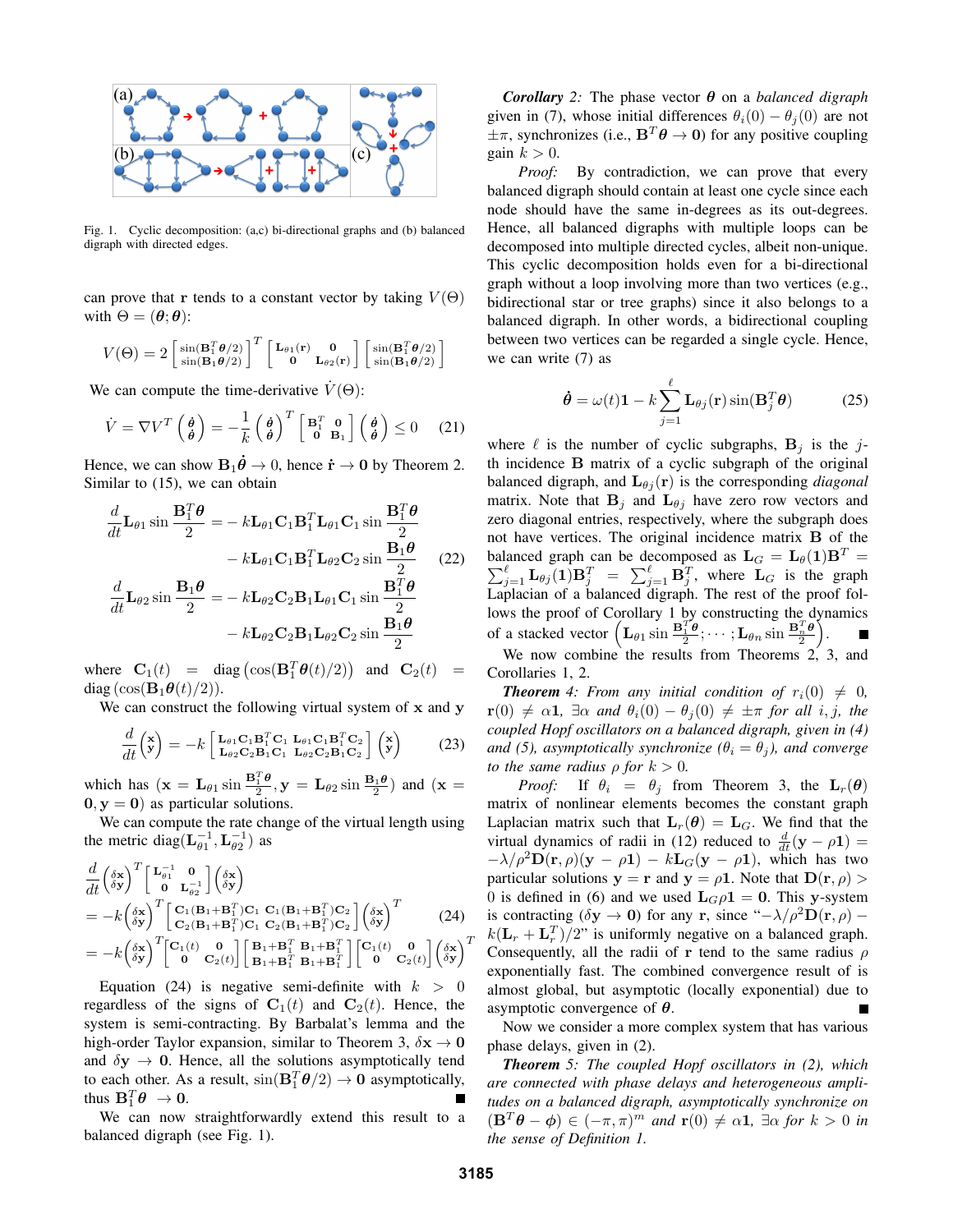Fig. 1. Cyclic decomposition: (a,c) bi-directional graphs and (b) balanced digraph with directed edges.

can prove that $\mathbf{r}$ tends to a constant vector by taking $V(\Theta)$ with $\Theta = (\boldsymbol{\theta}; \boldsymbol{\theta})$:

$$V(\Theta) = 2\begin{bmatrix}\sin(\mathbf{B}_1^T\boldsymbol{\theta}/2)\\ \sin(\mathbf{B}_1\boldsymbol{\theta}/2)\end{bmatrix}^T\begin{bmatrix}\mathbf{L}_{\theta 1}(\mathbf{r}) & \mathbf{0}\\ \mathbf{0} & \mathbf{L}_{\theta 2}(\mathbf{r})\end{bmatrix}\begin{bmatrix}\sin(\mathbf{B}_1^T\boldsymbol{\theta}/2)\\ \sin(\mathbf{B}_1\boldsymbol{\theta}/2)\end{bmatrix}$$

We can compute the time-derivative $\dot{V}(\Theta)$:

$$\dot{V} = \nabla V^T\begin{pmatrix}\dot{\boldsymbol{\theta}}\\ \dot{\boldsymbol{\theta}}\end{pmatrix} = -\frac{1}{k}\begin{pmatrix}\dot{\boldsymbol{\theta}}\\ \dot{\boldsymbol{\theta}}\end{pmatrix}^T\begin{bmatrix}\mathbf{B}_1^T & \mathbf{0}\\ \mathbf{0} & \mathbf{B}_1\end{bmatrix}\begin{pmatrix}\dot{\boldsymbol{\theta}}\\ \dot{\boldsymbol{\theta}}\end{pmatrix} \leq 0 \quad (21)$$

Hence, we can show $\mathbf{B}_1\dot{\boldsymbol{\theta}} \to 0$, hence $\dot{\mathbf{r}} \to \mathbf{0}$ by Theorem 2. Similar to (15), we can obtain

$$\begin{aligned}\frac{d}{dt}\mathbf{L}_{\theta 1}\sin\frac{\mathbf{B}_1^T\boldsymbol{\theta}}{2} =& -k\mathbf{L}_{\theta 1}\mathbf{C}_1\mathbf{B}_1^T\mathbf{L}_{\theta 1}\mathbf{C}_1\sin\frac{\mathbf{B}_1^T\boldsymbol{\theta}}{2}\\ &-k\mathbf{L}_{\theta 1}\mathbf{C}_1\mathbf{B}_1^T\mathbf{L}_{\theta 2}\mathbf{C}_2\sin\frac{\mathbf{B}_1\boldsymbol{\theta}}{2}\\ \frac{d}{dt}\mathbf{L}_{\theta 2}\sin\frac{\mathbf{B}_1\boldsymbol{\theta}}{2} =& -k\mathbf{L}_{\theta 2}\mathbf{C}_2\mathbf{B}_1\mathbf{L}_{\theta 1}\mathbf{C}_1\sin\frac{\mathbf{B}_1^T\boldsymbol{\theta}}{2}\\ &-k\mathbf{L}_{\theta 2}\mathbf{C}_2\mathbf{B}_1\mathbf{L}_{\theta 2}\mathbf{C}_2\sin\frac{\mathbf{B}_1\boldsymbol{\theta}}{2}\end{aligned} \quad (22)$$

where $\mathbf{C}_1(t) = \mathrm{diag}\left(\cos(\mathbf{B}_1^T\boldsymbol{\theta}(t)/2)\right)$ and $\mathbf{C}_2(t) = \mathrm{diag}\left(\cos(\mathbf{B}_1\boldsymbol{\theta}(t)/2)\right)$.

We can construct the following virtual system of $\mathbf{x}$ and $\mathbf{y}$

$$\frac{d}{dt}\begin{pmatrix}\mathbf{x}\\ \mathbf{y}\end{pmatrix} = -k\begin{bmatrix}\mathbf{L}_{\theta 1}\mathbf{C}_1\mathbf{B}_1^T\mathbf{C}_1 & \mathbf{L}_{\theta 1}\mathbf{C}_1\mathbf{B}_1^T\mathbf{C}_2\\ \mathbf{L}_{\theta 2}\mathbf{C}_2\mathbf{B}_1\mathbf{C}_1 & \mathbf{L}_{\theta 2}\mathbf{C}_2\mathbf{B}_1\mathbf{C}_2\end{bmatrix}\begin{pmatrix}\mathbf{x}\\ \mathbf{y}\end{pmatrix} \quad (23)$$

which has $(\mathbf{x} = \mathbf{L}_{\theta 1}\sin\frac{\mathbf{B}_1^T\boldsymbol{\theta}}{2}, \mathbf{y} = \mathbf{L}_{\theta 2}\sin\frac{\mathbf{B}_1\boldsymbol{\theta}}{2})$ and $(\mathbf{x} = \mathbf{0}, \mathbf{y} = \mathbf{0})$ as particular solutions.

We can compute the rate change of the virtual length using the metric $\mathrm{diag}(\mathbf{L}_{\theta 1}^{-1}, \mathbf{L}_{\theta 2}^{-1})$ as

$$\begin{aligned}&\frac{d}{dt}\begin{pmatrix}\delta\mathbf{x}\\ \delta\mathbf{y}\end{pmatrix}^T\begin{bmatrix}\mathbf{L}_{\theta 1}^{-1} & \mathbf{0}\\ \mathbf{0} & \mathbf{L}_{\theta 2}^{-1}\end{bmatrix}\begin{pmatrix}\delta\mathbf{x}\\ \delta\mathbf{y}\end{pmatrix}\\ &= -k\begin{pmatrix}\delta\mathbf{x}\\ \delta\mathbf{y}\end{pmatrix}^T\begin{bmatrix}\mathbf{C}_1(\mathbf{B}_1+\mathbf{B}_1^T)\mathbf{C}_1 & \mathbf{C}_1(\mathbf{B}_1+\mathbf{B}_1^T)\mathbf{C}_2\\ \mathbf{C}_2(\mathbf{B}_1+\mathbf{B}_1^T)\mathbf{C}_1 & \mathbf{C}_2(\mathbf{B}_1+\mathbf{B}_1^T)\mathbf{C}_2\end{bmatrix}\begin{pmatrix}\delta\mathbf{x}\\ \delta\mathbf{y}\end{pmatrix}^T\\ &= -k\begin{pmatrix}\delta\mathbf{x}\\ \delta\mathbf{y}\end{pmatrix}^T\begin{bmatrix}\mathbf{C}_1(t) & \mathbf{0}\\ \mathbf{0} & \mathbf{C}_2(t)\end{bmatrix}\begin{bmatrix}\mathbf{B}_1+\mathbf{B}_1^T & \mathbf{B}_1+\mathbf{B}_1^T\\ \mathbf{B}_1+\mathbf{B}_1^T & \mathbf{B}_1+\mathbf{B}_1^T\end{bmatrix}\begin{bmatrix}\mathbf{C}_1(t) & \mathbf{0}\\ \mathbf{0} & \mathbf{C}_2(t)\end{bmatrix}\begin{pmatrix}\delta\mathbf{x}\\ \delta\mathbf{y}\end{pmatrix}^T\end{aligned} \quad (24)$$

Equation (24) is negative semi-definite with $k > 0$ regardless of the signs of $\mathbf{C}_1(t)$ and $\mathbf{C}_2(t)$. Hence, the system is semi-contracting. By Barbalat's lemma and the high-order Taylor expansion, similar to Theorem 3, $\delta\mathbf{x} \to \mathbf{0}$ and $\delta\mathbf{y} \to \mathbf{0}$. Hence, all the solutions asymptotically tend to each other. As a result, $\sin(\mathbf{B}_1^T\boldsymbol{\theta}/2) \to \mathbf{0}$ asymptotically, thus $\mathbf{B}_1^T\boldsymbol{\theta} \to \mathbf{0}$. ■

We can now straightforwardly extend this result to a balanced digraph (see Fig. 1).

***Corollary 2:*** The phase vector $\boldsymbol{\theta}$ on a *balanced digraph* given in (7), whose initial differences $\theta_i(0) - \theta_j(0)$ are not $\pm\pi$, synchronizes (i.e., $\mathbf{B}^T\boldsymbol{\theta} \to \mathbf{0}$) for any positive coupling gain $k > 0$.

*Proof:* By contradiction, we can prove that every balanced digraph should contain at least one cycle since each node should have the same in-degrees as its out-degrees. Hence, all balanced digraphs with multiple loops can be decomposed into multiple directed cycles, albeit non-unique. This cyclic decomposition holds even for a bi-directional graph without a loop involving more than two vertices (e.g., bidirectional star or tree graphs) since it also belongs to a balanced digraph. In other words, a bidirectional coupling between two vertices can be regarded a single cycle. Hence, we can write (7) as

$$\dot{\boldsymbol{\theta}} = \omega(t)\mathbf{1} - k\sum_{j=1}^{\ell}\mathbf{L}_{\theta j}(\mathbf{r})\sin(\mathbf{B}_j^T\boldsymbol{\theta}) \quad (25)$$

where $\ell$ is the number of cyclic subgraphs, $\mathbf{B}_j$ is the $j$-th incidence $\mathbf{B}$ matrix of a cyclic subgraph of the original balanced digraph, and $\mathbf{L}_{\theta j}(\mathbf{r})$ is the corresponding *diagonal* matrix. Note that $\mathbf{B}_j$ and $\mathbf{L}_{\theta j}$ have zero row vectors and zero diagonal entries, respectively, where the subgraph does not have vertices. The original incidence matrix $\mathbf{B}$ of the balanced graph can be decomposed as $\mathbf{L}_G = \mathbf{L}_\theta(\mathbf{1})\mathbf{B}^T = \sum_{j=1}^{\ell}\mathbf{L}_{\theta j}(\mathbf{1})\mathbf{B}_j^T = \sum_{j=1}^{\ell}\mathbf{B}_j^T$, where $\mathbf{L}_G$ is the graph Laplacian of a balanced digraph. The rest of the proof follows the proof of Corollary 1 by constructing the dynamics of a stacked vector $\left(\mathbf{L}_{\theta 1}\sin\frac{\mathbf{B}_1^T\boldsymbol{\theta}}{2}; \cdots; \mathbf{L}_{\theta n}\sin\frac{\mathbf{B}_n^T\boldsymbol{\theta}}{2}\right)$. ■

We now combine the results from Theorems 2, 3, and Corollaries 1, 2.

***Theorem 4:*** *From any initial condition of $r_i(0) \neq 0$, $\mathbf{r}(0) \neq \alpha\mathbf{1}$, $\exists\alpha$ and $\theta_i(0) - \theta_j(0) \neq \pm\pi$ for all $i, j$, the coupled Hopf oscillators on a balanced digraph, given in (4) and (5), asymptotically synchronize ($\theta_i = \theta_j$), and converge to the same radius $\rho$ for $k > 0$.*

*Proof:* If $\theta_i = \theta_j$ from Theorem 3, the $\mathbf{L}_r(\boldsymbol{\theta})$ matrix of nonlinear elements becomes the constant graph Laplacian matrix such that $\mathbf{L}_r(\boldsymbol{\theta}) = \mathbf{L}_G$. We find that the virtual dynamics of radii in (12) reduced to $\frac{d}{dt}(\mathbf{y} - \rho\mathbf{1}) = -\lambda/\rho^2\mathbf{D}(\mathbf{r}, \rho)(\mathbf{y} - \rho\mathbf{1}) - k\mathbf{L}_G(\mathbf{y} - \rho\mathbf{1})$, which has two particular solutions $\mathbf{y} = \mathbf{r}$ and $\mathbf{y} = \rho\mathbf{1}$. Note that $\mathbf{D}(\mathbf{r}, \rho) > 0$ is defined in (6) and we used $\mathbf{L}_G\rho\mathbf{1} = \mathbf{0}$. This $\mathbf{y}$-system is contracting ($\delta\mathbf{y} \to \mathbf{0}$) for any $\mathbf{r}$, since "$-\lambda/\rho^2\mathbf{D}(\mathbf{r}, \rho) - k(\mathbf{L}_r + \mathbf{L}_r^T)/2$" is uniformly negative on a balanced graph. Consequently, all the radii of $\mathbf{r}$ tend to the same radius $\rho$ exponentially fast. The combined convergence result of is almost global, but asymptotic (locally exponential) due to asymptotic convergence of $\boldsymbol{\theta}$. ■

Now we consider a more complex system that has various phase delays, given in (2).

***Theorem 5:*** *The coupled Hopf oscillators in (2), which are connected with phase delays and heterogeneous amplitudes on a balanced digraph, asymptotically synchronize on $(\mathbf{B}^T\boldsymbol{\theta} - \phi) \in (-\pi, \pi)^m$ and $\mathbf{r}(0) \neq \alpha\mathbf{1}$, $\exists\alpha$ for $k > 0$ in the sense of Definition 1.*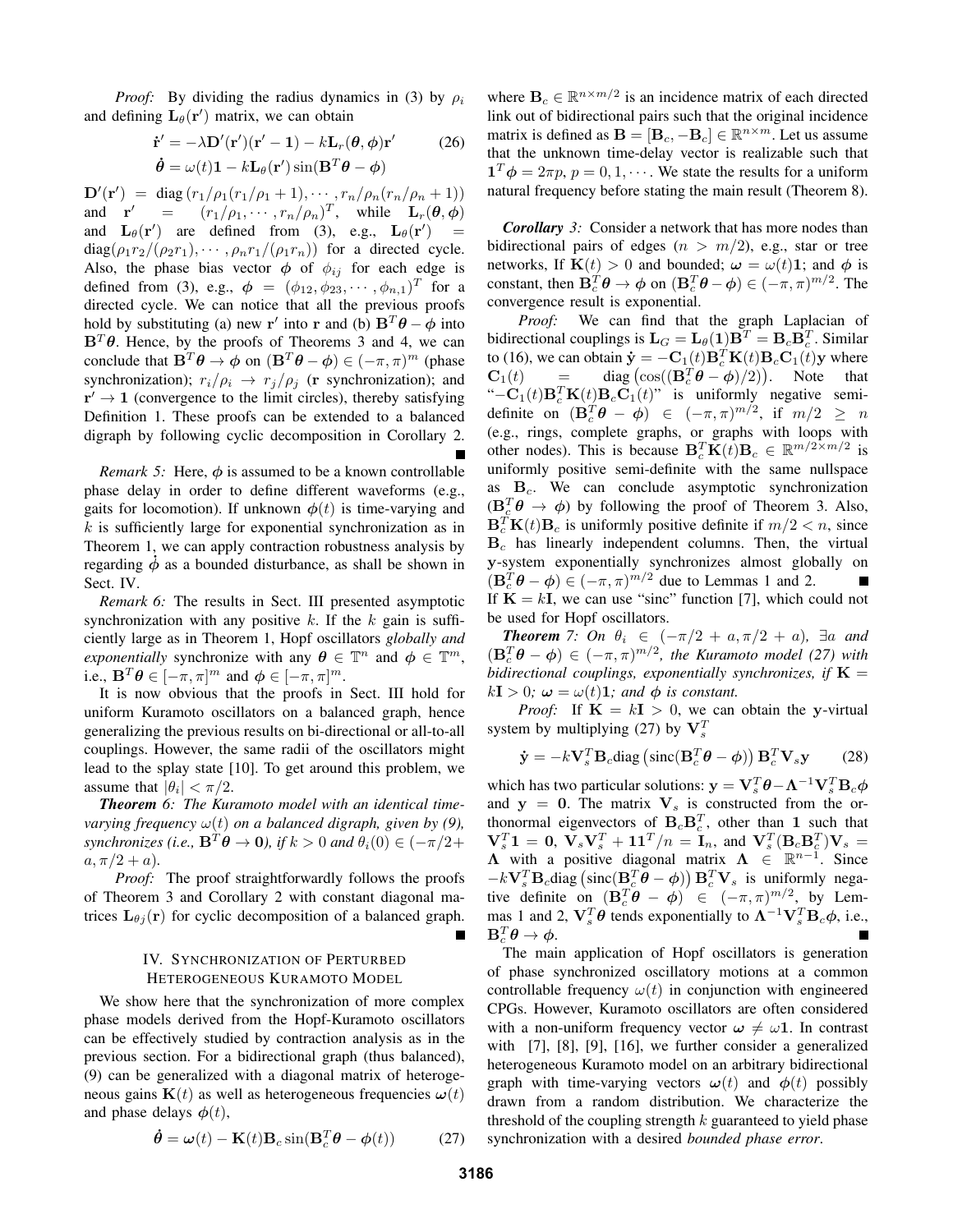*Proof:* By dividing the radius dynamics in (3) by $\rho_i$ and defining $\mathbf{L}_\theta(\mathbf{r}')$ matrix, we can obtain

$$\dot{\mathbf{r}}' = -\lambda \mathbf{D}'(\mathbf{r}')(\mathbf{r}' - \mathbf{1}) - k\mathbf{L}_r(\boldsymbol{\theta}, \boldsymbol{\phi})\mathbf{r}' \qquad (26)$$
$$\dot{\boldsymbol{\theta}} = \omega(t)\mathbf{1} - k\mathbf{L}_\theta(\mathbf{r}')\sin(\mathbf{B}^T\boldsymbol{\theta} - \boldsymbol{\phi})$$

$\mathbf{D}'(\mathbf{r}') = \mathrm{diag}\left(r_1/\rho_1(r_1/\rho_1+1), \cdots, r_n/\rho_n(r_n/\rho_n+1)\right)$ and $\mathbf{r}' = (r_1/\rho_1, \cdots, r_n/\rho_n)^T$, while $\mathbf{L}_r(\boldsymbol{\theta}, \boldsymbol{\phi})$ and $\mathbf{L}_\theta(\mathbf{r}')$ are defined from (3), e.g., $\mathbf{L}_\theta(\mathbf{r}') = \mathrm{diag}(\rho_1 r_2/(\rho_2 r_1), \cdots, \rho_n r_1/(\rho_1 r_n))$ for a directed cycle. Also, the phase bias vector $\boldsymbol{\phi}$ of $\phi_{ij}$ for each edge is defined from (3), e.g., $\boldsymbol{\phi} = (\phi_{12}, \phi_{23}, \cdots, \phi_{n,1})^T$ for a directed cycle. We can notice that all the previous proofs hold by substituting (a) new $\mathbf{r}'$ into $\mathbf{r}$ and (b) $\mathbf{B}^T\boldsymbol{\theta} - \boldsymbol{\phi}$ into $\mathbf{B}^T\boldsymbol{\theta}$. Hence, by the proofs of Theorems 3 and 4, we can conclude that $\mathbf{B}^T\boldsymbol{\theta} \to \boldsymbol{\phi}$ on $(\mathbf{B}^T\boldsymbol{\theta} - \boldsymbol{\phi}) \in (-\pi, \pi)^m$ (phase synchronization); $r_i/\rho_i \to r_j/\rho_j$ ($\mathbf{r}$ synchronization); and $\mathbf{r}' \to \mathbf{1}$ (convergence to the limit circles), thereby satisfying Definition 1. These proofs can be extended to a balanced digraph by following cyclic decomposition in Corollary 2. ∎

*Remark 5:* Here, $\boldsymbol{\phi}$ is assumed to be a known controllable phase delay in order to define different waveforms (e.g., gaits for locomotion). If unknown $\boldsymbol{\phi}(t)$ is time-varying and $k$ is sufficiently large for exponential synchronization as in Theorem 1, we can apply contraction robustness analysis by regarding $\dot{\boldsymbol{\phi}}$ as a bounded disturbance, as shall be shown in Sect. IV.

*Remark 6:* The results in Sect. III presented asymptotic synchronization with any positive $k$. If the $k$ gain is sufficiently large as in Theorem 1, Hopf oscillators *globally and exponentially* synchronize with any $\boldsymbol{\theta} \in \mathbb{T}^n$ and $\boldsymbol{\phi} \in \mathbb{T}^m$, i.e., $\mathbf{B}^T\boldsymbol{\theta} \in [-\pi, \pi]^m$ and $\boldsymbol{\phi} \in [-\pi, \pi]^m$.

It is now obvious that the proofs in Sect. III hold for uniform Kuramoto oscillators on a balanced graph, hence generalizing the previous results on bi-directional or all-to-all couplings. However, the same radii of the oscillators might lead to the splay state [10]. To get around this problem, we assume that $|\theta_i| < \pi/2$.

***Theorem 6:*** *The Kuramoto model with an identical time-varying frequency $\omega(t)$ on a balanced digraph, given by (9), synchronizes (i.e., $\mathbf{B}^T\boldsymbol{\theta} \to \mathbf{0}$), if $k > 0$ and $\theta_i(0) \in (-\pi/2 + a, \pi/2 + a)$.*

*Proof:* The proof straightforwardly follows the proofs of Theorem 3 and Corollary 2 with constant diagonal matrices $\mathbf{L}_{\theta j}(\mathbf{r})$ for cyclic decomposition of a balanced graph. ∎

## IV. Synchronization of Perturbed Heterogeneous Kuramoto Model

We show here that the synchronization of more complex phase models derived from the Hopf-Kuramoto oscillators can be effectively studied by contraction analysis as in the previous section. For a bidirectional graph (thus balanced), (9) can be generalized with a diagonal matrix of heterogeneous gains $\mathbf{K}(t)$ as well as heterogeneous frequencies $\boldsymbol{\omega}(t)$ and phase delays $\boldsymbol{\phi}(t)$,

$$\dot{\boldsymbol{\theta}} = \boldsymbol{\omega}(t) - \mathbf{K}(t)\mathbf{B}_c \sin(\mathbf{B}_c^T\boldsymbol{\theta} - \boldsymbol{\phi}(t)) \qquad (27)$$

where $\mathbf{B}_c \in \mathbb{R}^{n \times m/2}$ is an incidence matrix of each directed link out of bidirectional pairs such that the original incidence matrix is defined as $\mathbf{B} = [\mathbf{B}_c, -\mathbf{B}_c] \in \mathbb{R}^{n \times m}$. Let us assume that the unknown time-delay vector is realizable such that $\mathbf{1}^T\boldsymbol{\phi} = 2\pi p$, $p = 0, 1, \cdots$. We state the results for a uniform natural frequency before stating the main result (Theorem 8).

***Corollary 3:*** Consider a network that has more nodes than bidirectional pairs of edges ($n > m/2$), e.g., star or tree networks, If $\mathbf{K}(t) > 0$ and bounded; $\boldsymbol{\omega} = \omega(t)\mathbf{1}$; and $\boldsymbol{\phi}$ is constant, then $\mathbf{B}_c^T\boldsymbol{\theta} \to \boldsymbol{\phi}$ on $(\mathbf{B}_c^T\boldsymbol{\theta} - \boldsymbol{\phi}) \in (-\pi, \pi)^{m/2}$. The convergence result is exponential.

*Proof:* We can find that the graph Laplacian of bidirectional couplings is $\mathbf{L}_G = \mathbf{L}_\theta(\mathbf{1})\mathbf{B}^T = \mathbf{B}_c\mathbf{B}_c^T$. Similar to (16), we can obtain $\dot{\mathbf{y}} = -\mathbf{C}_1(t)\mathbf{B}_c^T\mathbf{K}(t)\mathbf{B}_c\mathbf{C}_1(t)\mathbf{y}$ where $\mathbf{C}_1(t) = \mathrm{diag}\left(\cos((\mathbf{B}_c^T\boldsymbol{\theta} - \boldsymbol{\phi})/2)\right)$. Note that "$-\mathbf{C}_1(t)\mathbf{B}_c^T\mathbf{K}(t)\mathbf{B}_c\mathbf{C}_1(t)$" is uniformly negative semi-definite on $(\mathbf{B}_c^T\boldsymbol{\theta} - \boldsymbol{\phi}) \in (-\pi, \pi)^{m/2}$, if $m/2 \geq n$ (e.g., rings, complete graphs, or graphs with loops with other nodes). This is because $\mathbf{B}_c^T\mathbf{K}(t)\mathbf{B}_c \in \mathbb{R}^{m/2 \times m/2}$ is uniformly positive semi-definite with the same nullspace as $\mathbf{B}_c$. We can conclude asymptotic synchronization ($\mathbf{B}_c^T\boldsymbol{\theta} \to \boldsymbol{\phi}$) by following the proof of Theorem 3. Also, $\mathbf{B}_c^T\mathbf{K}(t)\mathbf{B}_c$ is uniformly positive definite if $m/2 < n$, since $\mathbf{B}_c$ has linearly independent columns. Then, the virtual $\mathbf{y}$-system exponentially synchronizes almost globally on $(\mathbf{B}_c^T\boldsymbol{\theta} - \boldsymbol{\phi}) \in (-\pi, \pi)^{m/2}$ due to Lemmas 1 and 2. ∎

If $\mathbf{K} = k\mathbf{I}$, we can use "sinc" function [7], which could not be used for Hopf oscillators.

***Theorem 7:*** *On $\theta_i \in (-\pi/2 + a, \pi/2 + a)$, $\exists a$ and $(\mathbf{B}_c^T\boldsymbol{\theta} - \boldsymbol{\phi}) \in (-\pi, \pi)^{m/2}$, the Kuramoto model (27) with bidirectional couplings, exponentially synchronizes, if $\mathbf{K} = k\mathbf{I} > 0$; $\boldsymbol{\omega} = \omega(t)\mathbf{1}$; and $\boldsymbol{\phi}$ is constant.*

*Proof:* If $\mathbf{K} = k\mathbf{I} > 0$, we can obtain the $\mathbf{y}$-virtual system by multiplying (27) by $\mathbf{V}_s^T$

$$\dot{\mathbf{y}} = -k\mathbf{V}_s^T\mathbf{B}_c\mathrm{diag}\left(\mathrm{sinc}(\mathbf{B}_c^T\boldsymbol{\theta} - \boldsymbol{\phi})\right)\mathbf{B}_c^T\mathbf{V}_s\mathbf{y} \qquad (28)$$

which has two particular solutions: $\mathbf{y} = \mathbf{V}_s^T\boldsymbol{\theta} - \boldsymbol{\Lambda}^{-1}\mathbf{V}_s^T\mathbf{B}_c\boldsymbol{\phi}$ and $\mathbf{y} = \mathbf{0}$. The matrix $\mathbf{V}_s$ is constructed from the orthonormal eigenvectors of $\mathbf{B}_c\mathbf{B}_c^T$, other than $\mathbf{1}$ such that $\mathbf{V}_s^T\mathbf{1} = \mathbf{0}$, $\mathbf{V}_s\mathbf{V}_s^T + \mathbf{1}\mathbf{1}^T/n = \mathbf{I}_n$, and $\mathbf{V}_s^T(\mathbf{B}_c\mathbf{B}_c^T)\mathbf{V}_s = \boldsymbol{\Lambda}$ with a positive diagonal matrix $\boldsymbol{\Lambda} \in \mathbb{R}^{n-1}$. Since $-k\mathbf{V}_s^T\mathbf{B}_c\mathrm{diag}\left(\mathrm{sinc}(\mathbf{B}_c^T\boldsymbol{\theta} - \boldsymbol{\phi})\right)\mathbf{B}_c^T\mathbf{V}_s$ is uniformly negative definite on $(\mathbf{B}_c^T\boldsymbol{\theta} - \boldsymbol{\phi}) \in (-\pi, \pi)^{m/2}$, by Lemmas 1 and 2, $\mathbf{V}_s^T\boldsymbol{\theta}$ tends exponentially to $\boldsymbol{\Lambda}^{-1}\mathbf{V}_s^T\mathbf{B}_c\boldsymbol{\phi}$, i.e., $\mathbf{B}_c^T\boldsymbol{\theta} \to \boldsymbol{\phi}$. ∎

The main application of Hopf oscillators is generation of phase synchronized oscillatory motions at a common controllable frequency $\omega(t)$ in conjunction with engineered CPGs. However, Kuramoto oscillators are often considered with a non-uniform frequency vector $\boldsymbol{\omega} \neq \omega\mathbf{1}$. In contrast with [7], [8], [9], [16], we further consider a generalized heterogeneous Kuramoto model on an arbitrary bidirectional graph with time-varying vectors $\boldsymbol{\omega}(t)$ and $\boldsymbol{\phi}(t)$ possibly drawn from a random distribution. We characterize the threshold of the coupling strength $k$ guaranteed to yield phase synchronization with a desired *bounded phase error*.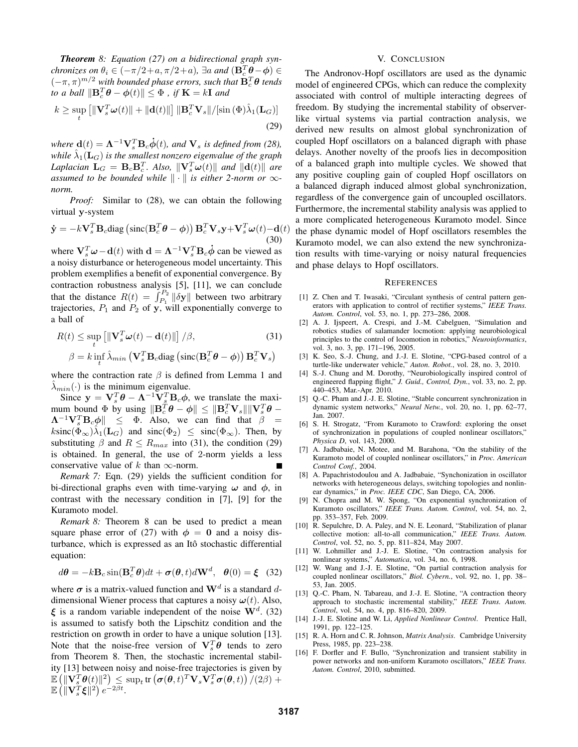*Theorem 8: Equation (27) on a bidirectional graph synchronizes on $\theta_i \in (-\pi/2+a, \pi/2+a)$, $\exists a$ and $(\mathbf{B}_c^T\boldsymbol{\theta} - \boldsymbol{\phi}) \in (-\pi, \pi)^{m/2}$ with bounded phase errors, such that $\mathbf{B}_c^T\boldsymbol{\theta}$ tends to a ball $\|\mathbf{B}_c^T\boldsymbol{\theta} - \boldsymbol{\phi}(t)\| \leq \Phi$ , if $\mathbf{K} = k\mathbf{I}$ and*

$$k \geq \sup_t \left[\|\mathbf{V}_s^T\boldsymbol{\omega}(t)\| + \|\mathbf{d}(t)\|\right] \|\mathbf{B}_c^T\mathbf{V}_s\|/[\sin(\Phi)\hat{\lambda}_1(\mathbf{L}_G)] \tag{29}$$

*where $\mathbf{d}(t) = \boldsymbol{\Lambda}^{-1}\mathbf{V}_s^T\mathbf{B}_c\dot{\boldsymbol{\phi}}(t)$, and $\mathbf{V}_s$ is defined from (28), while $\hat{\lambda}_1(\mathbf{L}_G)$ is the smallest nonzero eigenvalue of the graph Laplacian $\mathbf{L}_G = \mathbf{B}_c\mathbf{B}_c^T$. Also, $\|\mathbf{V}_s^T\boldsymbol{\omega}(t)\|$ and $\|\mathbf{d}(t)\|$ are assumed to be bounded while $\|\cdot\|$ is either 2-norm or $\infty$-norm.*

*Proof:* Similar to (28), we can obtain the following virtual $\mathbf{y}$-system

$$\dot{\mathbf{y}} = -k\mathbf{V}_s^T\mathbf{B}_c\text{diag}\left(\text{sinc}(\mathbf{B}_c^T\boldsymbol{\theta} - \boldsymbol{\phi})\right)\mathbf{B}_c^T\mathbf{V}_s\mathbf{y} + \mathbf{V}_s^T\boldsymbol{\omega}(t) - \mathbf{d}(t) \tag{30}$$

where $\mathbf{V}_s^T\boldsymbol{\omega} - \mathbf{d}(t)$ with $\mathbf{d} = \boldsymbol{\Lambda}^{-1}\mathbf{V}_s^T\mathbf{B}_c\dot{\boldsymbol{\phi}}$ can be viewed as a noisy disturbance or heterogeneous model uncertainty. This problem exemplifies a benefit of exponential convergence. By contraction robustness analysis [5], [11], we can conclude that the distance $R(t) = \int_{P_1}^{P_2} \|\delta\mathbf{y}\|$ between two arbitrary trajectories, $P_1$ and $P_2$ of $\mathbf{y}$, will exponentially converge to a ball of

$$R(t) \leq \sup_t \left[\|\mathbf{V}_s^T\boldsymbol{\omega}(t) - \mathbf{d}(t)\|\right]/\beta, \tag{31}$$

$$\beta = k\inf_t \hat{\lambda}_{min}\left(\mathbf{V}_s^T\mathbf{B}_c\text{diag}\left(\text{sinc}(\mathbf{B}_c^T\boldsymbol{\theta} - \boldsymbol{\phi})\right)\mathbf{B}_c^T\mathbf{V}_s\right)$$

where the contraction rate $\beta$ is defined from Lemma 1 and $\hat{\lambda}_{min}(\cdot)$ is the minimum eigenvalue.

Since $\mathbf{y} = \mathbf{V}_s^T\boldsymbol{\theta} - \boldsymbol{\Lambda}^{-1}\mathbf{V}_s^T\mathbf{B}_c\boldsymbol{\phi}$, we translate the maximum bound $\Phi$ by using $\|\mathbf{B}_c^T\boldsymbol{\theta} - \boldsymbol{\phi}\| \leq \|\mathbf{B}_c^T\mathbf{V}_s\|\|\mathbf{V}_s^T\boldsymbol{\theta} - \boldsymbol{\Lambda}^{-1}\mathbf{V}_s^T\mathbf{B}_c\boldsymbol{\phi}\| \leq \Phi$. Also, we can find that $\beta = k\text{sinc}(\Phi_\infty)\hat{\lambda}_1(\mathbf{L}_G)$ and $\text{sinc}(\Phi_2) \leq \text{sinc}(\Phi_\infty)$. Then, by substituting $\beta$ and $R \leq R_{max}$ into (31), the condition (29) is obtained. In general, the use of 2-norm yields a less conservative value of $k$ than $\infty$-norm. ∎

*Remark 7:* Eqn. (29) yields the sufficient condition for bi-directional graphs even with time-varying $\boldsymbol{\omega}$ and $\boldsymbol{\phi}$, in contrast with the necessary condition in [7], [9] for the Kuramoto model.

*Remark 8:* Theorem 8 can be used to predict a mean square phase error of (27) with $\boldsymbol{\phi} = \mathbf{0}$ and a noisy disturbance, which is expressed as an Itô stochastic differential equation:

$$d\boldsymbol{\theta} = -k\mathbf{B}_c\sin(\mathbf{B}_c^T\boldsymbol{\theta})dt + \boldsymbol{\sigma}(\boldsymbol{\theta}, t)d\mathbf{W}^d, \quad \boldsymbol{\theta}(0) = \boldsymbol{\xi} \tag{32}$$

where $\boldsymbol{\sigma}$ is a matrix-valued function and $\mathbf{W}^d$ is a standard $d$-dimensional Wiener process that captures a noisy $\boldsymbol{\omega}(t)$. Also, $\boldsymbol{\xi}$ is a random variable independent of the noise $\mathbf{W}^d$. (32) is assumed to satisfy both the Lipschitz condition and the restriction on growth in order to have a unique solution [13]. Note that the noise-free version of $\mathbf{V}_s^T\boldsymbol{\theta}$ tends to zero from Theorem 8. Then, the stochastic incremental stability [13] between noisy and noise-free trajectories is given by $\mathbb{E}\left(\|\mathbf{V}_s^T\boldsymbol{\theta}(t)\|^2\right) \leq \sup_t \text{tr}\left(\boldsymbol{\sigma}(\boldsymbol{\theta}, t)^T\mathbf{V}_s\mathbf{V}_s^T\boldsymbol{\sigma}(\boldsymbol{\theta}, t)\right)/(2\beta) + \mathbb{E}\left(\|\mathbf{V}_s^T\boldsymbol{\xi}\|^2\right)e^{-2\beta t}$.

## V. Conclusion

The Andronov-Hopf oscillators are used as the dynamic model of engineered CPGs, which can reduce the complexity associated with control of multiple interacting degrees of freedom. By studying the incremental stability of observer-like virtual systems via partial contraction analysis, we derived new results on almost global synchronization of coupled Hopf oscillators on a balanced digraph with phase delays. Another novelty of the proofs lies in decomposition of a balanced graph into multiple cycles. We showed that any positive coupling gain of coupled Hopf oscillators on a balanced digraph induced almost global synchronization, regardless of the convergence gain of uncoupled oscillators. Furthermore, the incremental stability analysis was applied to a more complicated heterogeneous Kuramoto model. Since the phase dynamic model of Hopf oscillators resembles the Kuramoto model, we can also extend the new synchronization results with time-varying or noisy natural frequencies and phase delays to Hopf oscillators.

## References

[1] Z. Chen and T. Iwasaki, "Circulant synthesis of central pattern generators with application to control of rectifier systems," *IEEE Trans. Autom. Control*, vol. 53, no. 1, pp. 273–286, 2008.

[2] A. J. Ijspeert, A. Crespi, and J.-M. Cabelguen, "Simulation and robotics studies of salamander locmotion: applying neurobiological principles to the control of locomotion in robotics," *Neuroinformatics*, vol. 3, no. 3, pp. 171–196, 2005.

[3] K. Seo, S.-J. Chung, and J.-J. E. Slotine, "CPG-based control of a turtle-like underwater vehicle," *Auton. Robot.*, vol. 28, no. 3, 2010.

[4] S.-J. Chung and M. Dorothy, "Neurobiologically inspired control of engineered flapping flight," *J. Guid., Control, Dyn.*, vol. 33, no. 2, pp. 440–453, Mar.-Apr. 2010.

[5] Q.-C. Pham and J.-J. E. Slotine, "Stable concurrent synchronization in dynamic system networks," *Neural Netw.*, vol. 20, no. 1, pp. 62–77, Jan. 2007.

[6] S. H. Strogatz, "From Kuramoto to Crawford: exploring the onset of synchronization in populations of coupled nonlinear oscillators," *Physica D*, vol. 143, 2000.

[7] A. Jadbabaie, N. Motee, and M. Barahona, "On the stability of the Kuramoto model of coupled nonlinear oscillators," in *Proc. American Control Conf.*, 2004.

[8] A. Papachristodoulou and A. Jadbabaie, "Synchronization in oscillator networks with heterogeneous delays, switching topologies and nonlinear dynamics," in *Proc. IEEE CDC*, San Diego, CA, 2006.

[9] N. Chopra and M. W. Spong, "On exponential synchronization of Kuramoto oscillators," *IEEE Trans. Autom. Control*, vol. 54, no. 2, pp. 353–357, Feb. 2009.

[10] R. Sepulchre, D. A. Paley, and N. E. Leonard, "Stabilization of planar collective motion: all-to-all communication," *IEEE Trans. Autom. Control*, vol. 52, no. 5, pp. 811–824, May 2007.

[11] W. Lohmiller and J.-J. E. Slotine, "On contraction analysis for nonlinear systems," *Automatica*, vol. 34, no. 6, 1998.

[12] W. Wang and J.-J. E. Slotine, "On partial contraction analysis for coupled nonlinear oscillators," *Biol. Cybern.*, vol. 92, no. 1, pp. 38–53, Jan. 2005.

[13] Q.-C. Pham, N. Tabareau, and J.-J. E. Slotine, "A contraction theory approach to stochastic incremental stability," *IEEE Trans. Autom. Control*, vol. 54, no. 4, pp. 816–820, 2009.

[14] J.-J. E. Slotine and W. Li, *Applied Nonlinear Control*. Prentice Hall, 1991, pp. 122–125.

[15] R. A. Horn and C. R. Johnson, *Matrix Analysis*. Cambridge University Press, 1985, pp. 223–238.

[16] F. Dorfler and F. Bullo, "Synchronization and transient stability in power networks and non-uniform Kuramoto oscillators," *IEEE Trans. Autom. Control*, 2010, submitted.